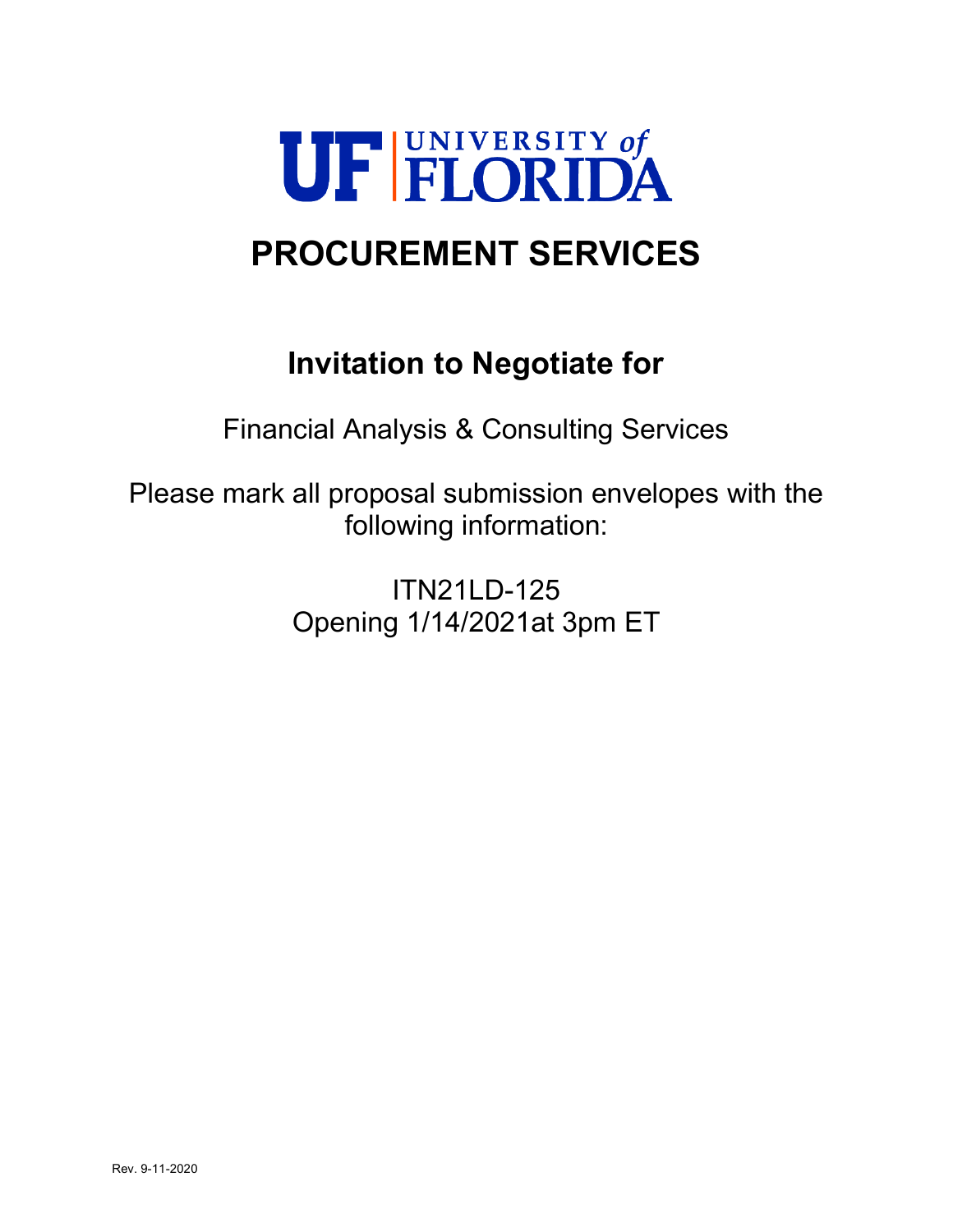UF | UNIVERSITY of FLORIDA

# PROCUREMENT SERVICES

## Invitation to Negotiate for

Financial Analysis & Consulting Services

Please mark all proposal submission envelopes with the following information:

ITN21LD-125
Opening 1/14/2021at 3pm ET

Rev. 9-11-2020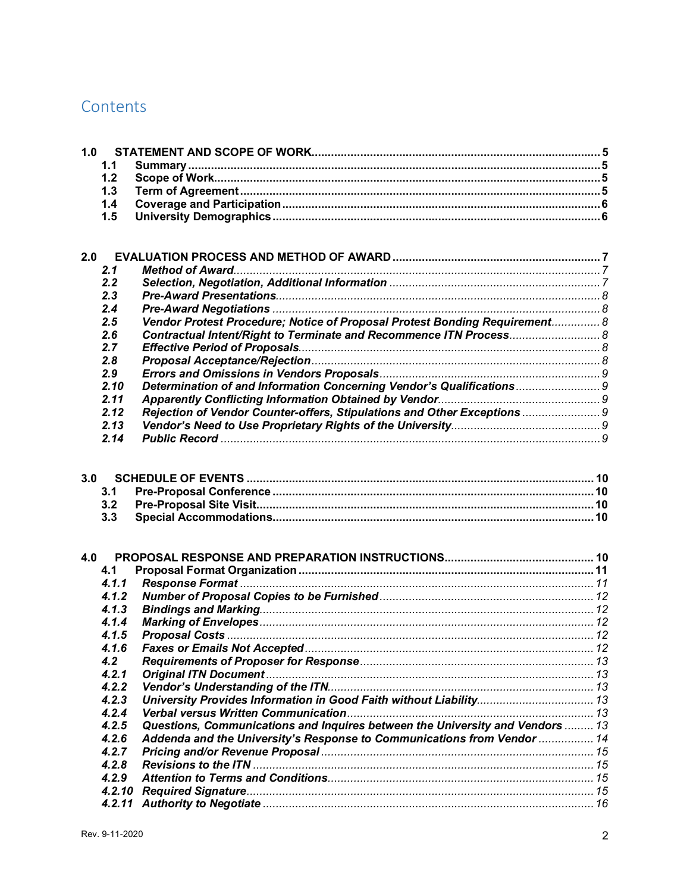# Contents

**1.0 STATEMENT AND SCOPE OF WORK** ..... 5
- **1.1 Summary** ..... 5
- **1.2 Scope of Work** ..... 5
- **1.3 Term of Agreement** ..... 5
- **1.4 Coverage and Participation** ..... 6
- **1.5 University Demographics** ..... 6

**2.0 EVALUATION PROCESS AND METHOD OF AWARD** ..... 7
- ***2.1 Method of Award*** ..... 7
- ***2.2 Selection, Negotiation, Additional Information*** ..... 7
- ***2.3 Pre-Award Presentations*** ..... 8
- ***2.4 Pre-Award Negotiations*** ..... 8
- ***2.5 Vendor Protest Procedure; Notice of Proposal Protest Bonding Requirement*** ..... 8
- ***2.6 Contractual Intent/Right to Terminate and Recommence ITN Process*** ..... 8
- ***2.7 Effective Period of Proposals*** ..... 8
- ***2.8 Proposal Acceptance/Rejection*** ..... 8
- ***2.9 Errors and Omissions in Vendors Proposals*** ..... 9
- ***2.10 Determination of and Information Concerning Vendor's Qualifications*** ..... 9
- ***2.11 Apparently Conflicting Information Obtained by Vendor*** ..... 9
- ***2.12 Rejection of Vendor Counter-offers, Stipulations and Other Exceptions*** ..... 9
- ***2.13 Vendor's Need to Use Proprietary Rights of the University*** ..... 9
- ***2.14 Public Record*** ..... 9

**3.0 SCHEDULE OF EVENTS** ..... 10
- **3.1 Pre-Proposal Conference** ..... 10
- **3.2 Pre-Proposal Site Visit** ..... 10
- **3.3 Special Accommodations** ..... 10

**4.0 PROPOSAL RESPONSE AND PREPARATION INSTRUCTIONS** ..... 10
- **4.1 Proposal Format Organization** ..... 11
- ***4.1.1 Response Format*** ..... 11
- ***4.1.2 Number of Proposal Copies to be Furnished*** ..... 12
- ***4.1.3 Bindings and Marking*** ..... 12
- ***4.1.4 Marking of Envelopes*** ..... 12
- ***4.1.5 Proposal Costs*** ..... 12
- ***4.1.6 Faxes or Emails Not Accepted*** ..... 12
- ***4.2 Requirements of Proposer for Response*** ..... 13
- ***4.2.1 Original ITN Document*** ..... 13
- ***4.2.2 Vendor's Understanding of the ITN*** ..... 13
- ***4.2.3 University Provides Information in Good Faith without Liability*** ..... 13
- ***4.2.4 Verbal versus Written Communication*** ..... 13
- ***4.2.5 Questions, Communications and Inquires between the University and Vendors*** ..... 13
- ***4.2.6 Addenda and the University's Response to Communications from Vendor*** ..... 14
- ***4.2.7 Pricing and/or Revenue Proposal*** ..... 15
- ***4.2.8 Revisions to the ITN*** ..... 15
- ***4.2.9 Attention to Terms and Conditions*** ..... 15
- ***4.2.10 Required Signature*** ..... 15
- ***4.2.11 Authority to Negotiate*** ..... 16

Rev. 9-11-2020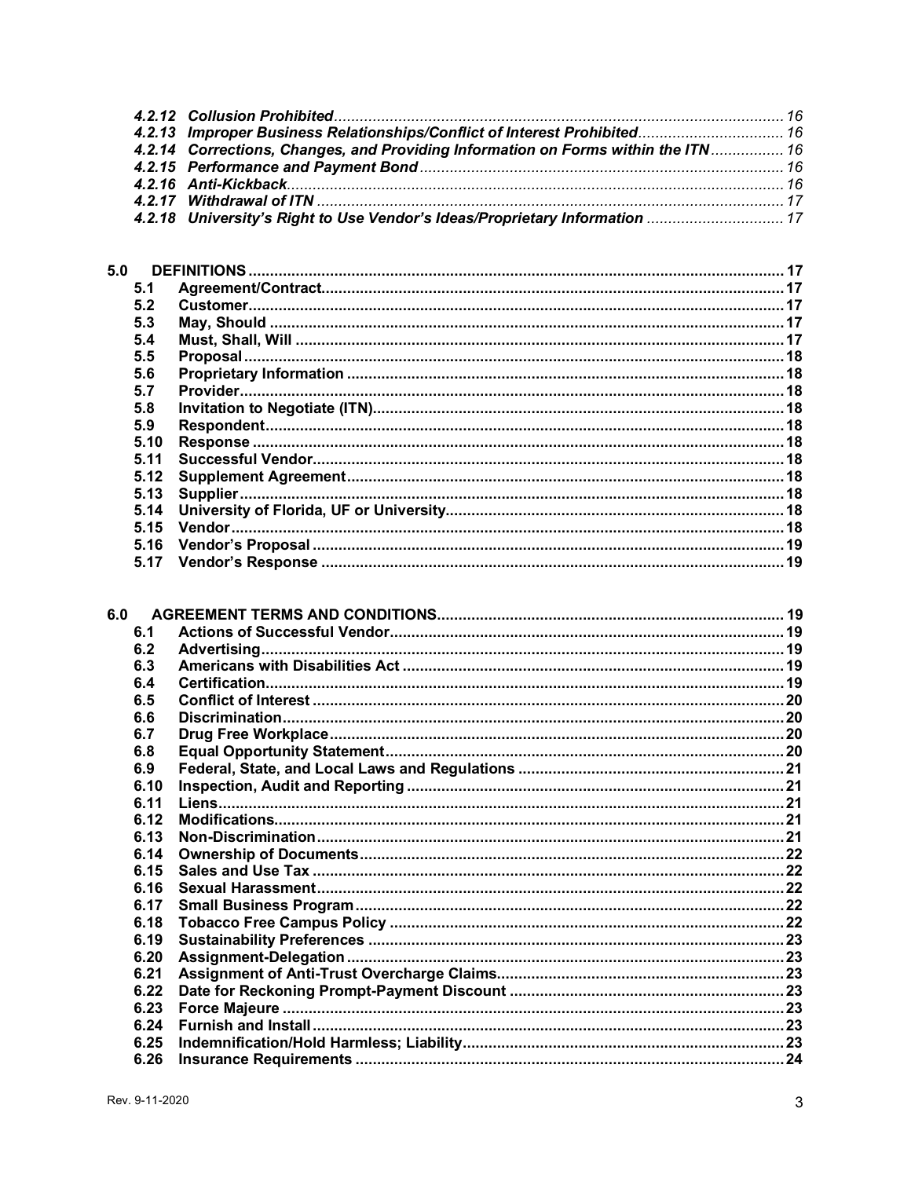*4.2.12 Collusion Prohibited* ........................................................ 16
*4.2.13 Improper Business Relationships/Conflict of Interest Prohibited* ........................................................ 16
*4.2.14 Corrections, Changes, and Providing Information on Forms within the ITN* ........................................................ 16
*4.2.15 Performance and Payment Bond* ........................................................ 16
*4.2.16 Anti-Kickback* ........................................................ 16
*4.2.17 Withdrawal of ITN* ........................................................ 17
*4.2.18 University's Right to Use Vendor's Ideas/Proprietary Information* ........................................................ 17

**5.0 DEFINITIONS** ........................................................ **17**
**5.1 Agreement/Contract** ........................................................ **17**
**5.2 Customer** ........................................................ **17**
**5.3 May, Should** ........................................................ **17**
**5.4 Must, Shall, Will** ........................................................ **17**
**5.5 Proposal** ........................................................ **18**
**5.6 Proprietary Information** ........................................................ **18**
**5.7 Provider** ........................................................ **18**
**5.8 Invitation to Negotiate (ITN)** ........................................................ **18**
**5.9 Respondent** ........................................................ **18**
**5.10 Response** ........................................................ **18**
**5.11 Successful Vendor** ........................................................ **18**
**5.12 Supplement Agreement** ........................................................ **18**
**5.13 Supplier** ........................................................ **18**
**5.14 University of Florida, UF or University** ........................................................ **18**
**5.15 Vendor** ........................................................ **18**
**5.16 Vendor's Proposal** ........................................................ **19**
**5.17 Vendor's Response** ........................................................ **19**

**6.0 AGREEMENT TERMS AND CONDITIONS** ........................................................ **19**
**6.1 Actions of Successful Vendor** ........................................................ **19**
**6.2 Advertising** ........................................................ **19**
**6.3 Americans with Disabilities Act** ........................................................ **19**
**6.4 Certification** ........................................................ **19**
**6.5 Conflict of Interest** ........................................................ **20**
**6.6 Discrimination** ........................................................ **20**
**6.7 Drug Free Workplace** ........................................................ **20**
**6.8 Equal Opportunity Statement** ........................................................ **20**
**6.9 Federal, State, and Local Laws and Regulations** ........................................................ **21**
**6.10 Inspection, Audit and Reporting** ........................................................ **21**
**6.11 Liens** ........................................................ **21**
**6.12 Modifications** ........................................................ **21**
**6.13 Non-Discrimination** ........................................................ **21**
**6.14 Ownership of Documents** ........................................................ **22**
**6.15 Sales and Use Tax** ........................................................ **22**
**6.16 Sexual Harassment** ........................................................ **22**
**6.17 Small Business Program** ........................................................ **22**
**6.18 Tobacco Free Campus Policy** ........................................................ **22**
**6.19 Sustainability Preferences** ........................................................ **23**
**6.20 Assignment-Delegation** ........................................................ **23**
**6.21 Assignment of Anti-Trust Overcharge Claims** ........................................................ **23**
**6.22 Date for Reckoning Prompt-Payment Discount** ........................................................ **23**
**6.23 Force Majeure** ........................................................ **23**
**6.24 Furnish and Install** ........................................................ **23**
**6.25 Indemnification/Hold Harmless; Liability** ........................................................ **23**
**6.26 Insurance Requirements** ........................................................ **24**

Rev. 9-11-2020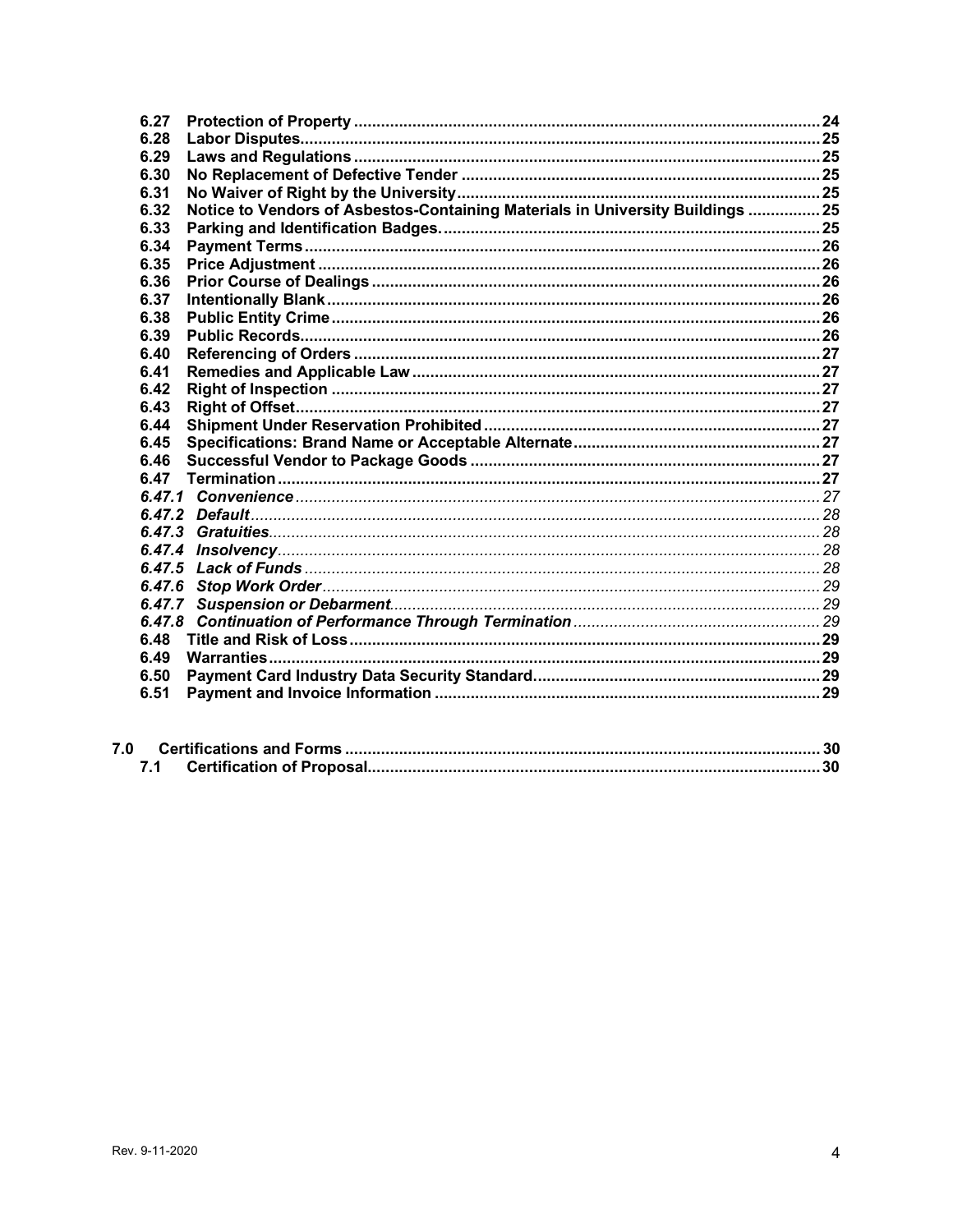**6.27 Protection of Property** ..... 24
**6.28 Labor Disputes** ..... 25
**6.29 Laws and Regulations** ..... 25
**6.30 No Replacement of Defective Tender** ..... 25
**6.31 No Waiver of Right by the University** ..... 25
**6.32 Notice to Vendors of Asbestos-Containing Materials in University Buildings** ..... 25
**6.33 Parking and Identification Badges.** ..... 25
**6.34 Payment Terms** ..... 26
**6.35 Price Adjustment** ..... 26
**6.36 Prior Course of Dealings** ..... 26
**6.37 Intentionally Blank** ..... 26
**6.38 Public Entity Crime** ..... 26
**6.39 Public Records** ..... 26
**6.40 Referencing of Orders** ..... 27
**6.41 Remedies and Applicable Law** ..... 27
**6.42 Right of Inspection** ..... 27
**6.43 Right of Offset** ..... 27
**6.44 Shipment Under Reservation Prohibited** ..... 27
**6.45 Specifications: Brand Name or Acceptable Alternate** ..... 27
**6.46 Successful Vendor to Package Goods** ..... 27
**6.47 Termination** ..... 27
***6.47.1 Convenience*** ..... 27
***6.47.2 Default*** ..... 28
***6.47.3 Gratuities*** ..... 28
***6.47.4 Insolvency*** ..... 28
***6.47.5 Lack of Funds*** ..... 28
***6.47.6 Stop Work Order*** ..... 29
***6.47.7 Suspension or Debarment*** ..... 29
***6.47.8 Continuation of Performance Through Termination*** ..... 29
**6.48 Title and Risk of Loss** ..... 29
**6.49 Warranties** ..... 29
**6.50 Payment Card Industry Data Security Standard.** ..... 29
**6.51 Payment and Invoice Information** ..... 29

**7.0 Certifications and Forms** ..... 30
**7.1 Certification of Proposal** ..... 30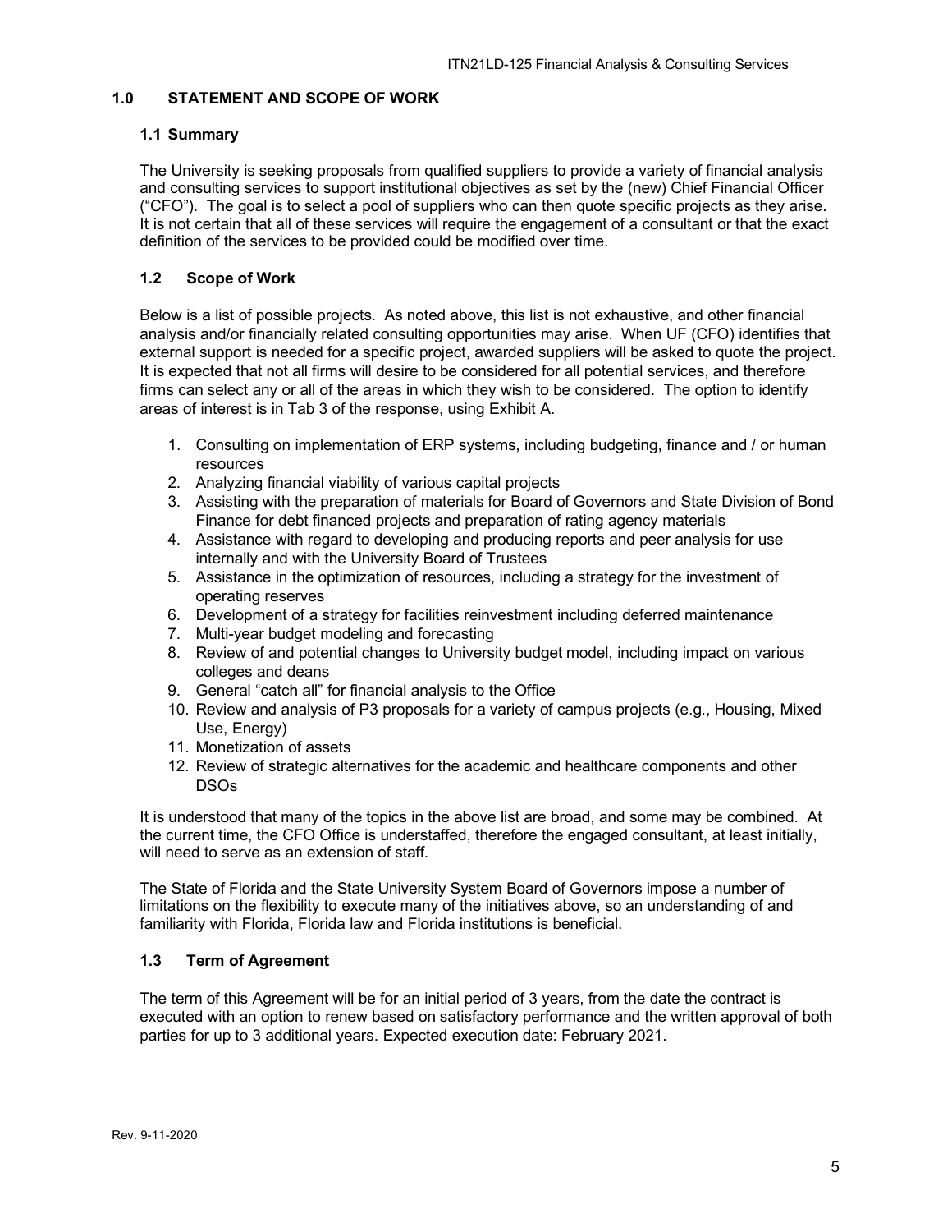## 1.0 STATEMENT AND SCOPE OF WORK

### 1.1 Summary

The University is seeking proposals from qualified suppliers to provide a variety of financial analysis and consulting services to support institutional objectives as set by the (new) Chief Financial Officer ("CFO"). The goal is to select a pool of suppliers who can then quote specific projects as they arise. It is not certain that all of these services will require the engagement of a consultant or that the exact definition of the services to be provided could be modified over time.

### 1.2 Scope of Work

Below is a list of possible projects. As noted above, this list is not exhaustive, and other financial analysis and/or financially related consulting opportunities may arise. When UF (CFO) identifies that external support is needed for a specific project, awarded suppliers will be asked to quote the project. It is expected that not all firms will desire to be considered for all potential services, and therefore firms can select any or all of the areas in which they wish to be considered. The option to identify areas of interest is in Tab 3 of the response, using Exhibit A.

1. Consulting on implementation of ERP systems, including budgeting, finance and / or human resources
2. Analyzing financial viability of various capital projects
3. Assisting with the preparation of materials for Board of Governors and State Division of Bond Finance for debt financed projects and preparation of rating agency materials
4. Assistance with regard to developing and producing reports and peer analysis for use internally and with the University Board of Trustees
5. Assistance in the optimization of resources, including a strategy for the investment of operating reserves
6. Development of a strategy for facilities reinvestment including deferred maintenance
7. Multi-year budget modeling and forecasting
8. Review of and potential changes to University budget model, including impact on various colleges and deans
9. General "catch all" for financial analysis to the Office
10. Review and analysis of P3 proposals for a variety of campus projects (e.g., Housing, Mixed Use, Energy)
11. Monetization of assets
12. Review of strategic alternatives for the academic and healthcare components and other DSOs

It is understood that many of the topics in the above list are broad, and some may be combined. At the current time, the CFO Office is understaffed, therefore the engaged consultant, at least initially, will need to serve as an extension of staff.

The State of Florida and the State University System Board of Governors impose a number of limitations on the flexibility to execute many of the initiatives above, so an understanding of and familiarity with Florida, Florida law and Florida institutions is beneficial.

### 1.3 Term of Agreement

The term of this Agreement will be for an initial period of 3 years, from the date the contract is executed with an option to renew based on satisfactory performance and the written approval of both parties for up to 3 additional years. Expected execution date: February 2021.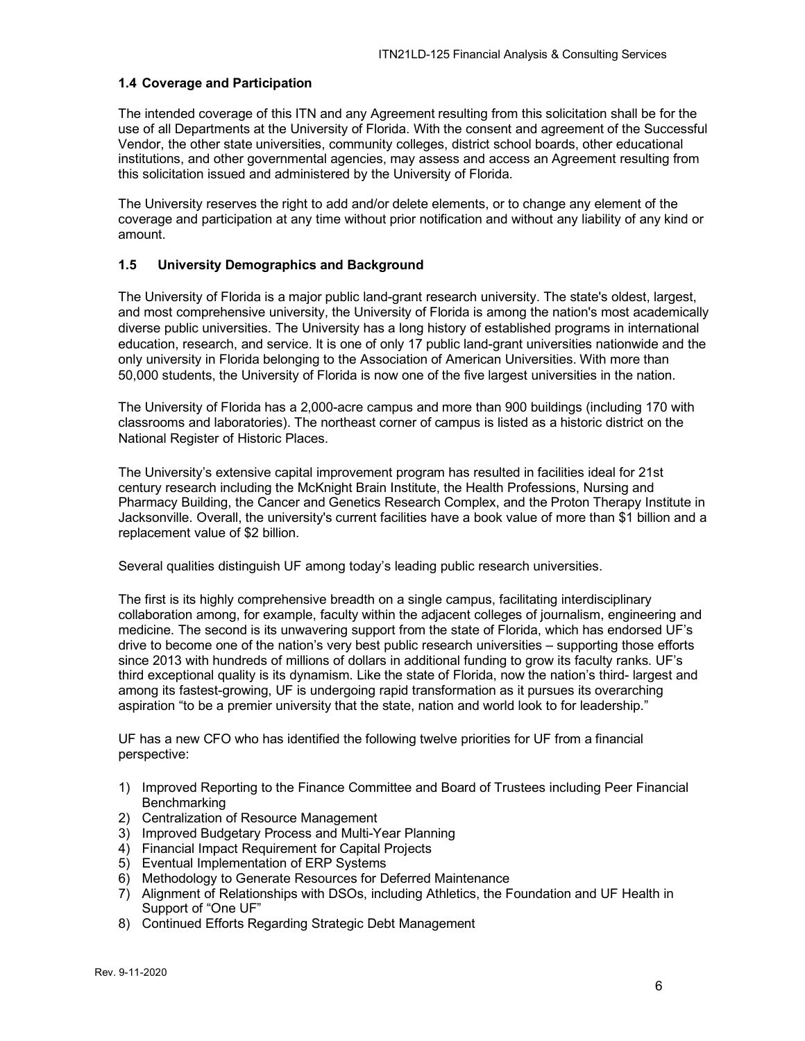### 1.4 Coverage and Participation

The intended coverage of this ITN and any Agreement resulting from this solicitation shall be for the use of all Departments at the University of Florida. With the consent and agreement of the Successful Vendor, the other state universities, community colleges, district school boards, other educational institutions, and other governmental agencies, may assess and access an Agreement resulting from this solicitation issued and administered by the University of Florida.

The University reserves the right to add and/or delete elements, or to change any element of the coverage and participation at any time without prior notification and without any liability of any kind or amount.

### 1.5 University Demographics and Background

The University of Florida is a major public land-grant research university. The state's oldest, largest, and most comprehensive university, the University of Florida is among the nation's most academically diverse public universities. The University has a long history of established programs in international education, research, and service. It is one of only 17 public land-grant universities nationwide and the only university in Florida belonging to the Association of American Universities. With more than 50,000 students, the University of Florida is now one of the five largest universities in the nation.

The University of Florida has a 2,000-acre campus and more than 900 buildings (including 170 with classrooms and laboratories). The northeast corner of campus is listed as a historic district on the National Register of Historic Places.

The University's extensive capital improvement program has resulted in facilities ideal for 21st century research including the McKnight Brain Institute, the Health Professions, Nursing and Pharmacy Building, the Cancer and Genetics Research Complex, and the Proton Therapy Institute in Jacksonville. Overall, the university's current facilities have a book value of more than $1 billion and a replacement value of $2 billion.

Several qualities distinguish UF among today's leading public research universities.

The first is its highly comprehensive breadth on a single campus, facilitating interdisciplinary collaboration among, for example, faculty within the adjacent colleges of journalism, engineering and medicine. The second is its unwavering support from the state of Florida, which has endorsed UF's drive to become one of the nation's very best public research universities – supporting those efforts since 2013 with hundreds of millions of dollars in additional funding to grow its faculty ranks. UF's third exceptional quality is its dynamism. Like the state of Florida, now the nation's third- largest and among its fastest-growing, UF is undergoing rapid transformation as it pursues its overarching aspiration "to be a premier university that the state, nation and world look to for leadership."

UF has a new CFO who has identified the following twelve priorities for UF from a financial perspective:

1) Improved Reporting to the Finance Committee and Board of Trustees including Peer Financial Benchmarking
2) Centralization of Resource Management
3) Improved Budgetary Process and Multi-Year Planning
4) Financial Impact Requirement for Capital Projects
5) Eventual Implementation of ERP Systems
6) Methodology to Generate Resources for Deferred Maintenance
7) Alignment of Relationships with DSOs, including Athletics, the Foundation and UF Health in Support of "One UF"
8) Continued Efforts Regarding Strategic Debt Management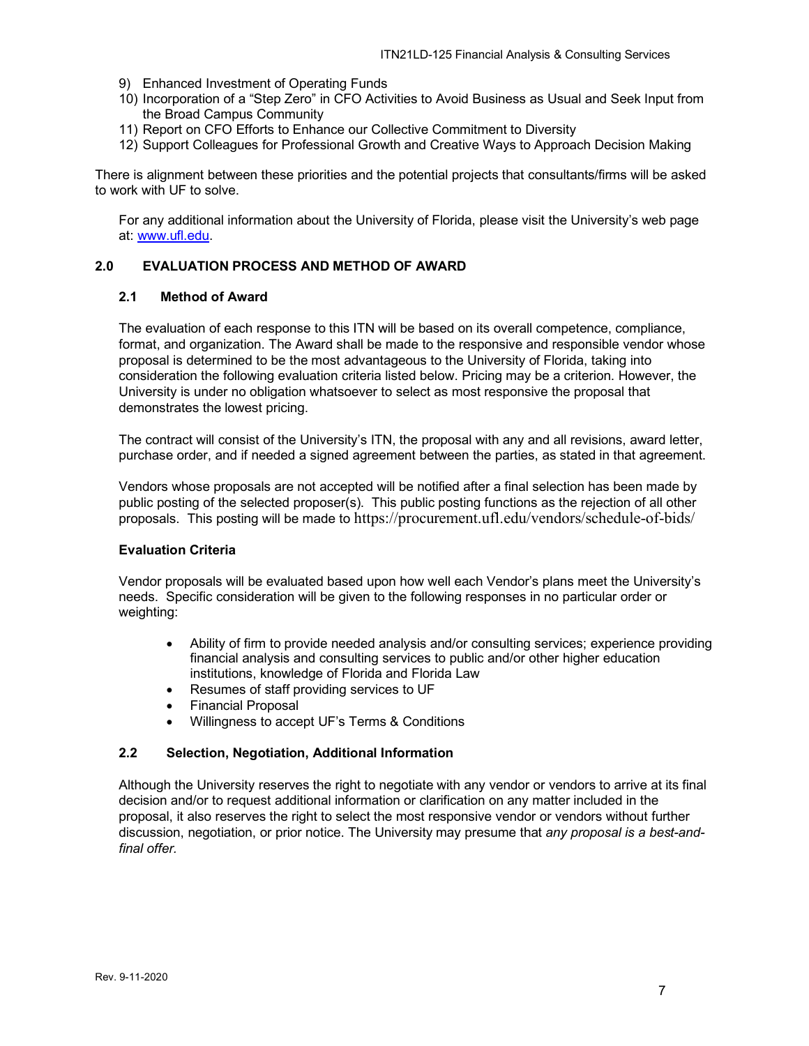9) Enhanced Investment of Operating Funds
10) Incorporation of a "Step Zero" in CFO Activities to Avoid Business as Usual and Seek Input from the Broad Campus Community
11) Report on CFO Efforts to Enhance our Collective Commitment to Diversity
12) Support Colleagues for Professional Growth and Creative Ways to Approach Decision Making

There is alignment between these priorities and the potential projects that consultants/firms will be asked to work with UF to solve.

For any additional information about the University of Florida, please visit the University's web page at: [www.ufl.edu](www.ufl.edu).

## 2.0 EVALUATION PROCESS AND METHOD OF AWARD

### 2.1 Method of Award

The evaluation of each response to this ITN will be based on its overall competence, compliance, format, and organization. The Award shall be made to the responsive and responsible vendor whose proposal is determined to be the most advantageous to the University of Florida, taking into consideration the following evaluation criteria listed below. Pricing may be a criterion. However, the University is under no obligation whatsoever to select as most responsive the proposal that demonstrates the lowest pricing.

The contract will consist of the University's ITN, the proposal with any and all revisions, award letter, purchase order, and if needed a signed agreement between the parties, as stated in that agreement.

Vendors whose proposals are not accepted will be notified after a final selection has been made by public posting of the selected proposer(s). This public posting functions as the rejection of all other proposals. This posting will be made to https://procurement.ufl.edu/vendors/schedule-of-bids/

**Evaluation Criteria**

Vendor proposals will be evaluated based upon how well each Vendor's plans meet the University's needs. Specific consideration will be given to the following responses in no particular order or weighting:

- Ability of firm to provide needed analysis and/or consulting services; experience providing financial analysis and consulting services to public and/or other higher education institutions, knowledge of Florida and Florida Law
- Resumes of staff providing services to UF
- Financial Proposal
- Willingness to accept UF's Terms & Conditions

### 2.2 Selection, Negotiation, Additional Information

Although the University reserves the right to negotiate with any vendor or vendors to arrive at its final decision and/or to request additional information or clarification on any matter included in the proposal, it also reserves the right to select the most responsive vendor or vendors without further discussion, negotiation, or prior notice. The University may presume that *any proposal is a best-and-final offer.*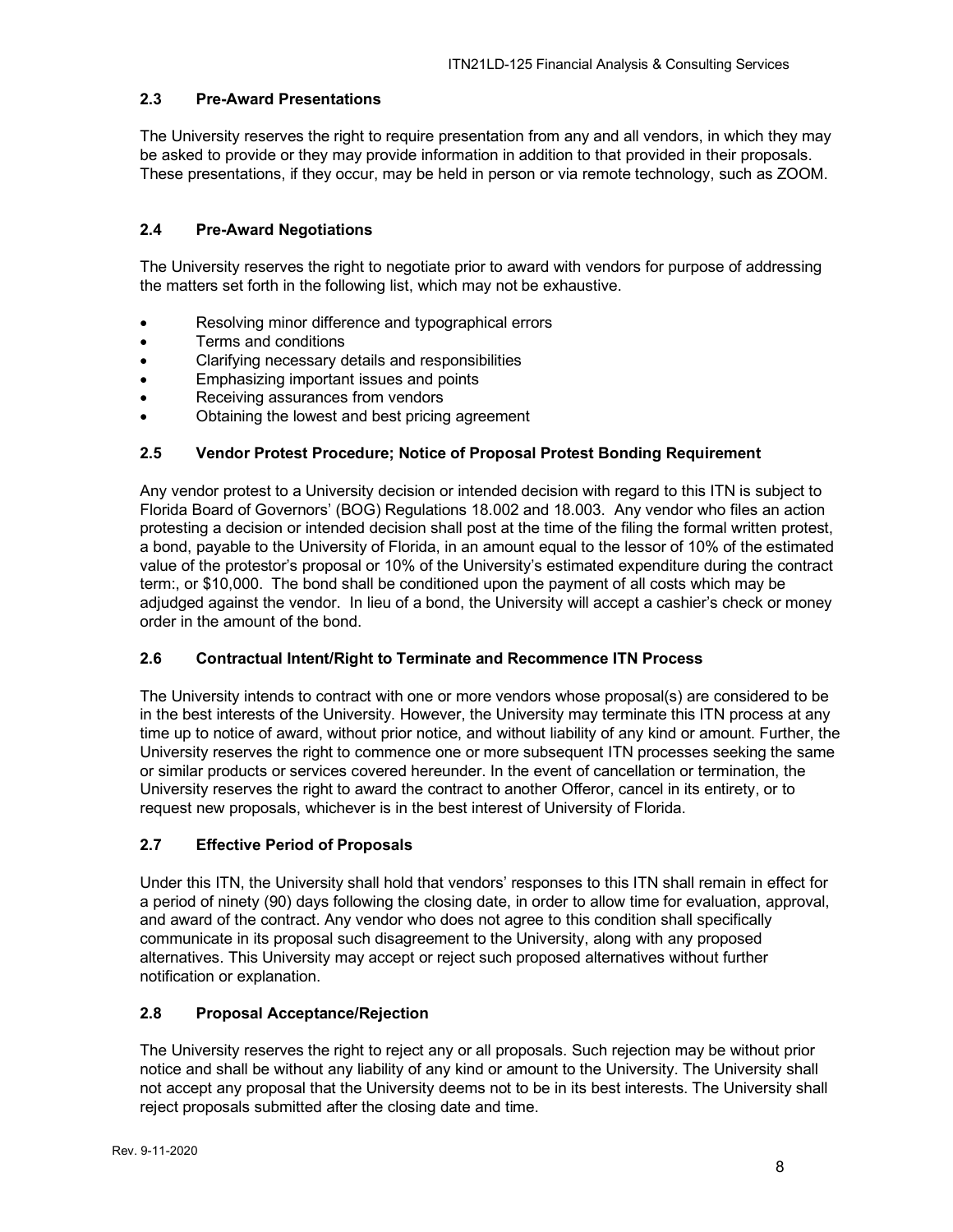### 2.3 Pre-Award Presentations

The University reserves the right to require presentation from any and all vendors, in which they may be asked to provide or they may provide information in addition to that provided in their proposals. These presentations, if they occur, may be held in person or via remote technology, such as ZOOM.

### 2.4 Pre-Award Negotiations

The University reserves the right to negotiate prior to award with vendors for purpose of addressing the matters set forth in the following list, which may not be exhaustive.

- Resolving minor difference and typographical errors
- Terms and conditions
- Clarifying necessary details and responsibilities
- Emphasizing important issues and points
- Receiving assurances from vendors
- Obtaining the lowest and best pricing agreement

### 2.5 Vendor Protest Procedure; Notice of Proposal Protest Bonding Requirement

Any vendor protest to a University decision or intended decision with regard to this ITN is subject to Florida Board of Governors' (BOG) Regulations 18.002 and 18.003. Any vendor who files an action protesting a decision or intended decision shall post at the time of the filing the formal written protest, a bond, payable to the University of Florida, in an amount equal to the lessor of 10% of the estimated value of the protestor's proposal or 10% of the University's estimated expenditure during the contract term:, or $10,000. The bond shall be conditioned upon the payment of all costs which may be adjudged against the vendor. In lieu of a bond, the University will accept a cashier's check or money order in the amount of the bond.

### 2.6 Contractual Intent/Right to Terminate and Recommence ITN Process

The University intends to contract with one or more vendors whose proposal(s) are considered to be in the best interests of the University. However, the University may terminate this ITN process at any time up to notice of award, without prior notice, and without liability of any kind or amount. Further, the University reserves the right to commence one or more subsequent ITN processes seeking the same or similar products or services covered hereunder. In the event of cancellation or termination, the University reserves the right to award the contract to another Offeror, cancel in its entirety, or to request new proposals, whichever is in the best interest of University of Florida.

### 2.7 Effective Period of Proposals

Under this ITN, the University shall hold that vendors' responses to this ITN shall remain in effect for a period of ninety (90) days following the closing date, in order to allow time for evaluation, approval, and award of the contract. Any vendor who does not agree to this condition shall specifically communicate in its proposal such disagreement to the University, along with any proposed alternatives. This University may accept or reject such proposed alternatives without further notification or explanation.

### 2.8 Proposal Acceptance/Rejection

The University reserves the right to reject any or all proposals. Such rejection may be without prior notice and shall be without any liability of any kind or amount to the University. The University shall not accept any proposal that the University deems not to be in its best interests. The University shall reject proposals submitted after the closing date and time.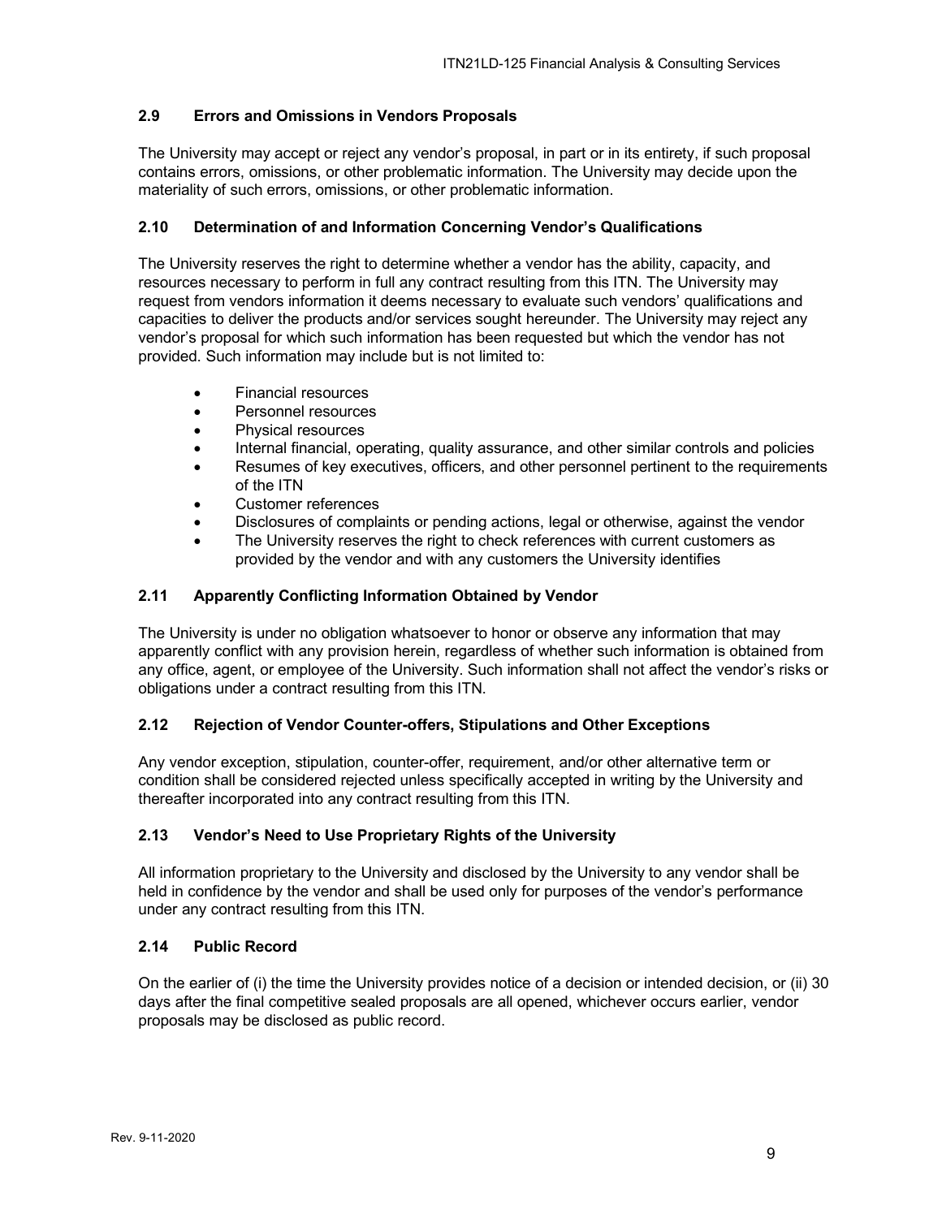### 2.9 Errors and Omissions in Vendors Proposals

The University may accept or reject any vendor's proposal, in part or in its entirety, if such proposal contains errors, omissions, or other problematic information. The University may decide upon the materiality of such errors, omissions, or other problematic information.

### 2.10 Determination of and Information Concerning Vendor's Qualifications

The University reserves the right to determine whether a vendor has the ability, capacity, and resources necessary to perform in full any contract resulting from this ITN. The University may request from vendors information it deems necessary to evaluate such vendors' qualifications and capacities to deliver the products and/or services sought hereunder. The University may reject any vendor's proposal for which such information has been requested but which the vendor has not provided. Such information may include but is not limited to:

- Financial resources
- Personnel resources
- Physical resources
- Internal financial, operating, quality assurance, and other similar controls and policies
- Resumes of key executives, officers, and other personnel pertinent to the requirements of the ITN
- Customer references
- Disclosures of complaints or pending actions, legal or otherwise, against the vendor
- The University reserves the right to check references with current customers as provided by the vendor and with any customers the University identifies

### 2.11 Apparently Conflicting Information Obtained by Vendor

The University is under no obligation whatsoever to honor or observe any information that may apparently conflict with any provision herein, regardless of whether such information is obtained from any office, agent, or employee of the University. Such information shall not affect the vendor's risks or obligations under a contract resulting from this ITN.

### 2.12 Rejection of Vendor Counter-offers, Stipulations and Other Exceptions

Any vendor exception, stipulation, counter-offer, requirement, and/or other alternative term or condition shall be considered rejected unless specifically accepted in writing by the University and thereafter incorporated into any contract resulting from this ITN.

### 2.13 Vendor's Need to Use Proprietary Rights of the University

All information proprietary to the University and disclosed by the University to any vendor shall be held in confidence by the vendor and shall be used only for purposes of the vendor's performance under any contract resulting from this ITN.

### 2.14 Public Record

On the earlier of (i) the time the University provides notice of a decision or intended decision, or (ii) 30 days after the final competitive sealed proposals are all opened, whichever occurs earlier, vendor proposals may be disclosed as public record.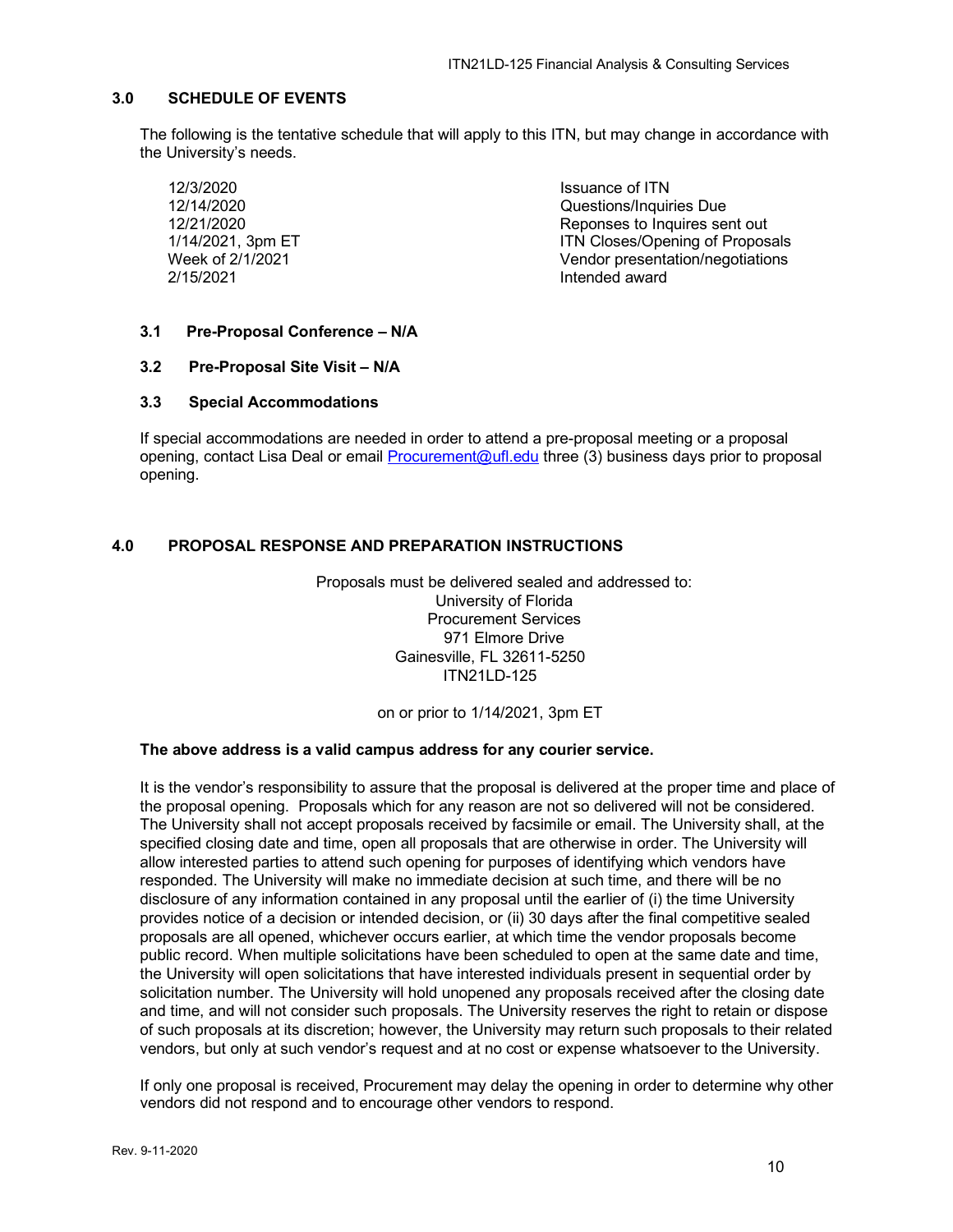## 3.0 SCHEDULE OF EVENTS

The following is the tentative schedule that will apply to this ITN, but may change in accordance with the University's needs.

| | |
|---|---|
| 12/3/2020 | Issuance of ITN |
| 12/14/2020 | Questions/Inquiries Due |
| 12/21/2020 | Reponses to Inquires sent out |
| 1/14/2021, 3pm ET | ITN Closes/Opening of Proposals |
| Week of 2/1/2021 | Vendor presentation/negotiations |
| 2/15/2021 | Intended award |

### 3.1 Pre-Proposal Conference – N/A

### 3.2 Pre-Proposal Site Visit – N/A

### 3.3 Special Accommodations

If special accommodations are needed in order to attend a pre-proposal meeting or a proposal opening, contact Lisa Deal or email Procurement@ufl.edu three (3) business days prior to proposal opening.

## 4.0 PROPOSAL RESPONSE AND PREPARATION INSTRUCTIONS

Proposals must be delivered sealed and addressed to:
University of Florida
Procurement Services
971 Elmore Drive
Gainesville, FL 32611-5250
ITN21LD-125

on or prior to 1/14/2021, 3pm ET

**The above address is a valid campus address for any courier service.**

It is the vendor's responsibility to assure that the proposal is delivered at the proper time and place of the proposal opening. Proposals which for any reason are not so delivered will not be considered. The University shall not accept proposals received by facsimile or email. The University shall, at the specified closing date and time, open all proposals that are otherwise in order. The University will allow interested parties to attend such opening for purposes of identifying which vendors have responded. The University will make no immediate decision at such time, and there will be no disclosure of any information contained in any proposal until the earlier of (i) the time University provides notice of a decision or intended decision, or (ii) 30 days after the final competitive sealed proposals are all opened, whichever occurs earlier, at which time the vendor proposals become public record. When multiple solicitations have been scheduled to open at the same date and time, the University will open solicitations that have interested individuals present in sequential order by solicitation number. The University will hold unopened any proposals received after the closing date and time, and will not consider such proposals. The University reserves the right to retain or dispose of such proposals at its discretion; however, the University may return such proposals to their related vendors, but only at such vendor's request and at no cost or expense whatsoever to the University.

If only one proposal is received, Procurement may delay the opening in order to determine why other vendors did not respond and to encourage other vendors to respond.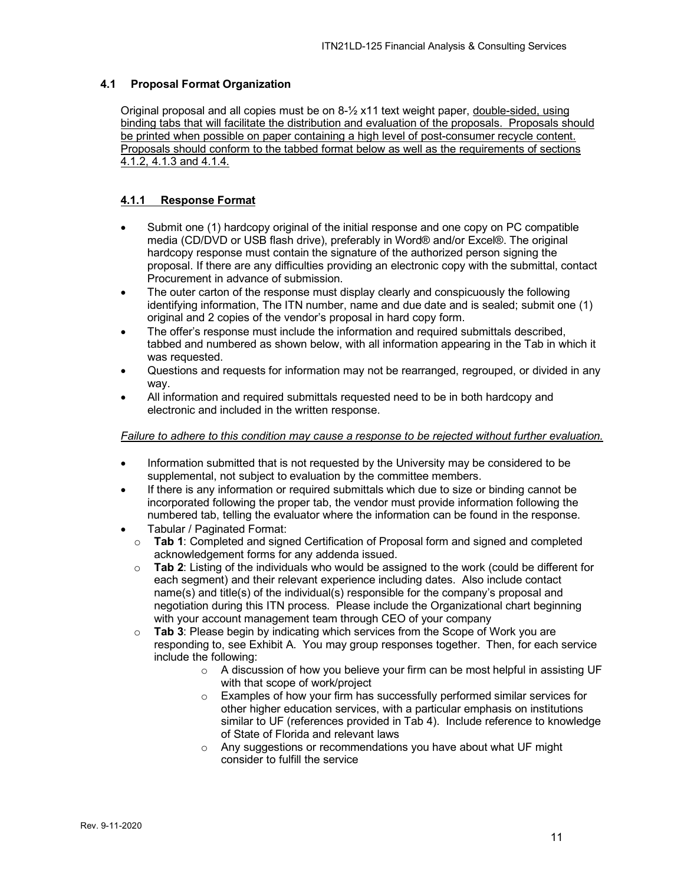### 4.1 Proposal Format Organization

Original proposal and all copies must be on 8-½ x11 text weight paper, double-sided, using binding tabs that will facilitate the distribution and evaluation of the proposals. Proposals should be printed when possible on paper containing a high level of post-consumer recycle content. Proposals should conform to the tabbed format below as well as the requirements of sections 4.1.2, 4.1.3 and 4.1.4.

#### 4.1.1 Response Format

- Submit one (1) hardcopy original of the initial response and one copy on PC compatible media (CD/DVD or USB flash drive), preferably in Word® and/or Excel®. The original hardcopy response must contain the signature of the authorized person signing the proposal. If there are any difficulties providing an electronic copy with the submittal, contact Procurement in advance of submission.
- The outer carton of the response must display clearly and conspicuously the following identifying information, The ITN number, name and due date and is sealed; submit one (1) original and 2 copies of the vendor's proposal in hard copy form.
- The offer's response must include the information and required submittals described, tabbed and numbered as shown below, with all information appearing in the Tab in which it was requested.
- Questions and requests for information may not be rearranged, regrouped, or divided in any way.
- All information and required submittals requested need to be in both hardcopy and electronic and included in the written response.

*Failure to adhere to this condition may cause a response to be rejected without further evaluation.*

- Information submitted that is not requested by the University may be considered to be supplemental, not subject to evaluation by the committee members.
- If there is any information or required submittals which due to size or binding cannot be incorporated following the proper tab, the vendor must provide information following the numbered tab, telling the evaluator where the information can be found in the response.
- Tabular / Paginated Format:
  - **Tab 1**: Completed and signed Certification of Proposal form and signed and completed acknowledgement forms for any addenda issued.
  - **Tab 2**: Listing of the individuals who would be assigned to the work (could be different for each segment) and their relevant experience including dates. Also include contact name(s) and title(s) of the individual(s) responsible for the company's proposal and negotiation during this ITN process. Please include the Organizational chart beginning with your account management team through CEO of your company
  - **Tab 3**: Please begin by indicating which services from the Scope of Work you are responding to, see Exhibit A. You may group responses together. Then, for each service include the following:
    - A discussion of how you believe your firm can be most helpful in assisting UF with that scope of work/project
    - Examples of how your firm has successfully performed similar services for other higher education services, with a particular emphasis on institutions similar to UF (references provided in Tab 4). Include reference to knowledge of State of Florida and relevant laws
    - Any suggestions or recommendations you have about what UF might consider to fulfill the service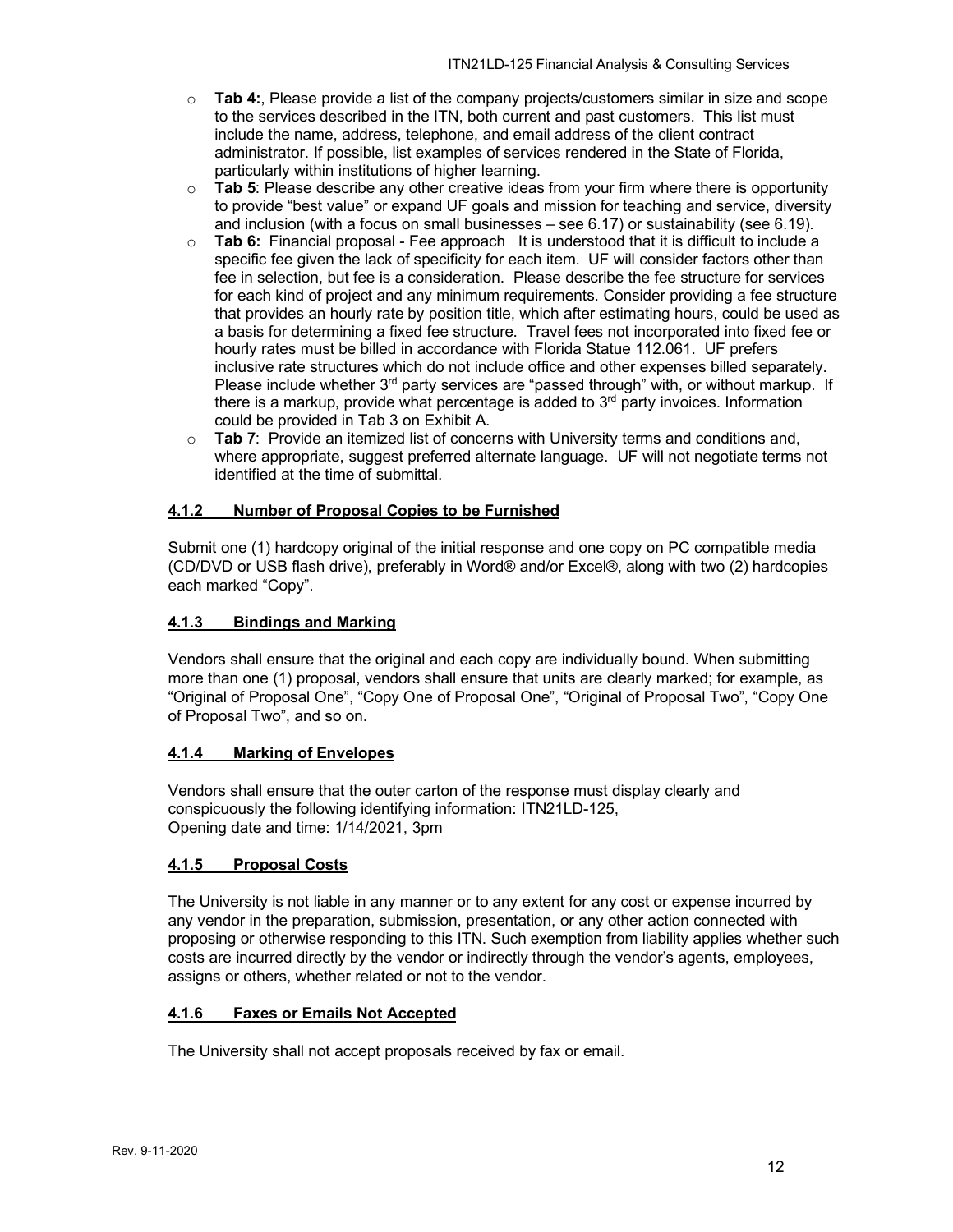- **Tab 4:**, Please provide a list of the company projects/customers similar in size and scope to the services described in the ITN, both current and past customers. This list must include the name, address, telephone, and email address of the client contract administrator. If possible, list examples of services rendered in the State of Florida, particularly within institutions of higher learning.
- **Tab 5**: Please describe any other creative ideas from your firm where there is opportunity to provide "best value" or expand UF goals and mission for teaching and service, diversity and inclusion (with a focus on small businesses – see 6.17) or sustainability (see 6.19).
- **Tab 6:** Financial proposal - Fee approach It is understood that it is difficult to include a specific fee given the lack of specificity for each item. UF will consider factors other than fee in selection, but fee is a consideration. Please describe the fee structure for services for each kind of project and any minimum requirements. Consider providing a fee structure that provides an hourly rate by position title, which after estimating hours, could be used as a basis for determining a fixed fee structure. Travel fees not incorporated into fixed fee or hourly rates must be billed in accordance with Florida Statue 112.061. UF prefers inclusive rate structures which do not include office and other expenses billed separately. Please include whether 3rd party services are "passed through" with, or without markup. If there is a markup, provide what percentage is added to 3rd party invoices. Information could be provided in Tab 3 on Exhibit A.
- **Tab 7**: Provide an itemized list of concerns with University terms and conditions and, where appropriate, suggest preferred alternate language. UF will not negotiate terms not identified at the time of submittal.

#### 4.1.2 Number of Proposal Copies to be Furnished

Submit one (1) hardcopy original of the initial response and one copy on PC compatible media (CD/DVD or USB flash drive), preferably in Word® and/or Excel®, along with two (2) hardcopies each marked "Copy".

#### 4.1.3 Bindings and Marking

Vendors shall ensure that the original and each copy are individually bound. When submitting more than one (1) proposal, vendors shall ensure that units are clearly marked; for example, as "Original of Proposal One", "Copy One of Proposal One", "Original of Proposal Two", "Copy One of Proposal Two", and so on.

#### 4.1.4 Marking of Envelopes

Vendors shall ensure that the outer carton of the response must display clearly and conspicuously the following identifying information: ITN21LD-125,
Opening date and time: 1/14/2021, 3pm

#### 4.1.5 Proposal Costs

The University is not liable in any manner or to any extent for any cost or expense incurred by any vendor in the preparation, submission, presentation, or any other action connected with proposing or otherwise responding to this ITN. Such exemption from liability applies whether such costs are incurred directly by the vendor or indirectly through the vendor's agents, employees, assigns or others, whether related or not to the vendor.

#### 4.1.6 Faxes or Emails Not Accepted

The University shall not accept proposals received by fax or email.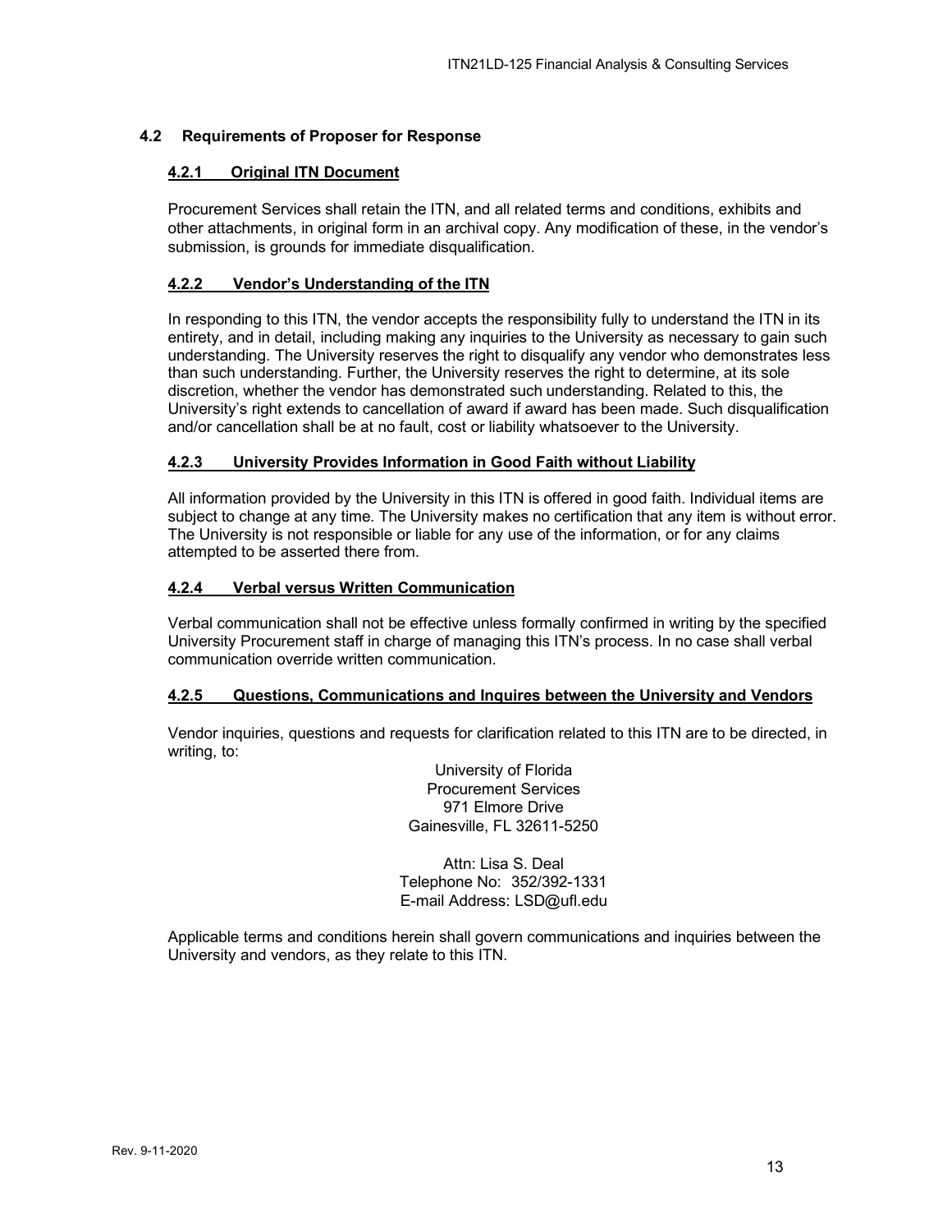## 4.2 Requirements of Proposer for Response

### 4.2.1 Original ITN Document

Procurement Services shall retain the ITN, and all related terms and conditions, exhibits and other attachments, in original form in an archival copy. Any modification of these, in the vendor's submission, is grounds for immediate disqualification.

### 4.2.2 Vendor's Understanding of the ITN

In responding to this ITN, the vendor accepts the responsibility fully to understand the ITN in its entirety, and in detail, including making any inquiries to the University as necessary to gain such understanding. The University reserves the right to disqualify any vendor who demonstrates less than such understanding. Further, the University reserves the right to determine, at its sole discretion, whether the vendor has demonstrated such understanding. Related to this, the University's right extends to cancellation of award if award has been made. Such disqualification and/or cancellation shall be at no fault, cost or liability whatsoever to the University.

### 4.2.3 University Provides Information in Good Faith without Liability

All information provided by the University in this ITN is offered in good faith. Individual items are subject to change at any time. The University makes no certification that any item is without error. The University is not responsible or liable for any use of the information, or for any claims attempted to be asserted there from.

### 4.2.4 Verbal versus Written Communication

Verbal communication shall not be effective unless formally confirmed in writing by the specified University Procurement staff in charge of managing this ITN's process. In no case shall verbal communication override written communication.

### 4.2.5 Questions, Communications and Inquires between the University and Vendors

Vendor inquiries, questions and requests for clarification related to this ITN are to be directed, in writing, to:

University of Florida
Procurement Services
971 Elmore Drive
Gainesville, FL 32611-5250

Attn: Lisa S. Deal
Telephone No: 352/392-1331
E-mail Address: LSD@ufl.edu

Applicable terms and conditions herein shall govern communications and inquiries between the University and vendors, as they relate to this ITN.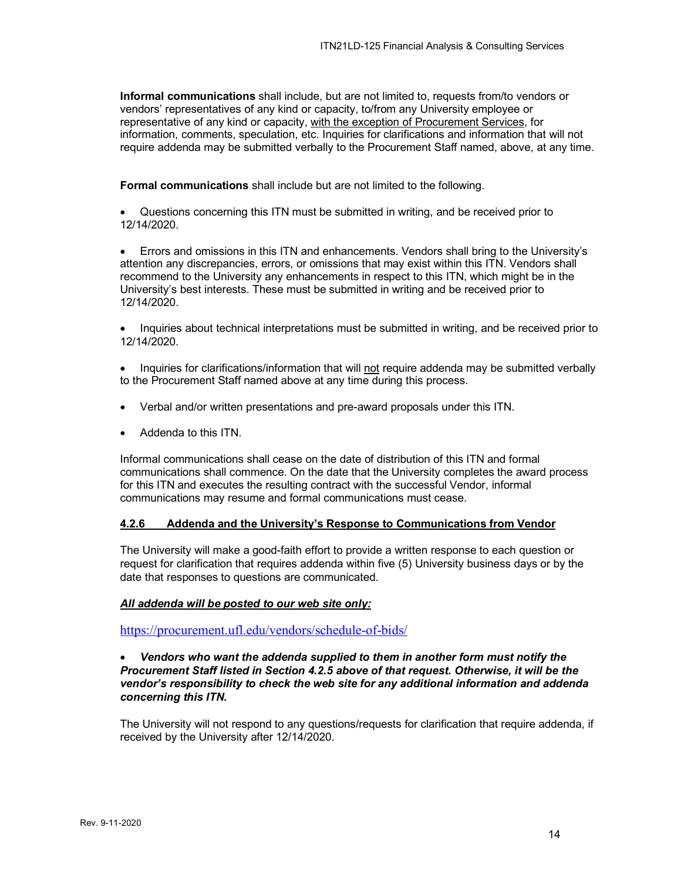**Informal communications** shall include, but are not limited to, requests from/to vendors or vendors' representatives of any kind or capacity, to/from any University employee or representative of any kind or capacity, <u>with the exception of Procurement Services</u>, for information, comments, speculation, etc. Inquiries for clarifications and information that will not require addenda may be submitted verbally to the Procurement Staff named, above, at any time.

**Formal communications** shall include but are not limited to the following.

- Questions concerning this ITN must be submitted in writing, and be received prior to 12/14/2020.
- Errors and omissions in this ITN and enhancements. Vendors shall bring to the University's attention any discrepancies, errors, or omissions that may exist within this ITN. Vendors shall recommend to the University any enhancements in respect to this ITN, which might be in the University's best interests. These must be submitted in writing and be received prior to 12/14/2020.
- Inquiries about technical interpretations must be submitted in writing, and be received prior to 12/14/2020.
- Inquiries for clarifications/information that will <u>not</u> require addenda may be submitted verbally to the Procurement Staff named above at any time during this process.
- Verbal and/or written presentations and pre-award proposals under this ITN.
- Addenda to this ITN.

Informal communications shall cease on the date of distribution of this ITN and formal communications shall commence. On the date that the University completes the award process for this ITN and executes the resulting contract with the successful Vendor, informal communications may resume and formal communications must cease.

#### <u>4.2.6 Addenda and the University's Response to Communications from Vendor</u>

The University will make a good-faith effort to provide a written response to each question or request for clarification that requires addenda within five (5) University business days or by the date that responses to questions are communicated.

***<u>All addenda will be posted to our web site only:</u>***

https://procurement.ufl.edu/vendors/schedule-of-bids/

- ***Vendors who want the addenda supplied to them in another form must notify the Procurement Staff listed in Section 4.2.5 above of that request. Otherwise, it will be the vendor's responsibility to check the web site for any additional information and addenda concerning this ITN.***

The University will not respond to any questions/requests for clarification that require addenda, if received by the University after 12/14/2020.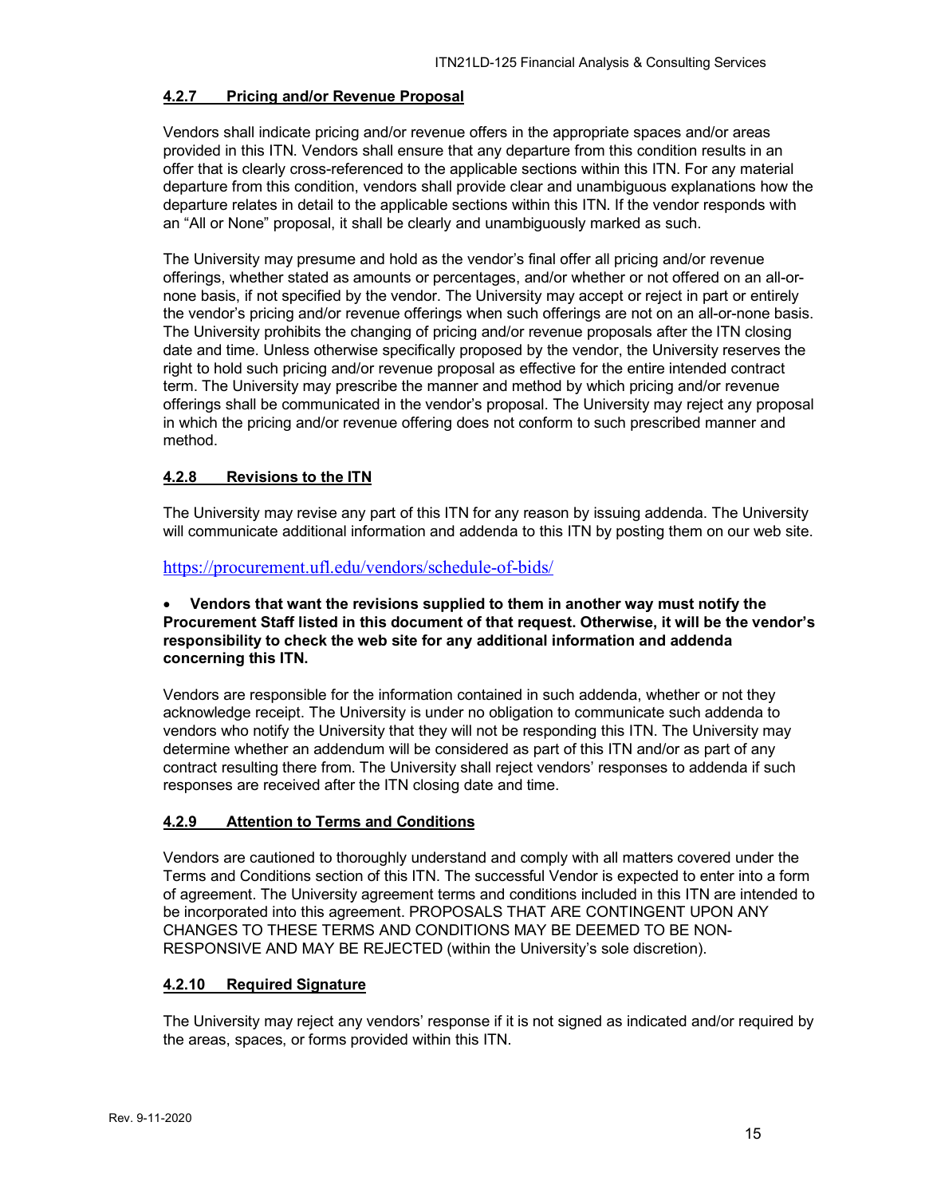#### 4.2.7 Pricing and/or Revenue Proposal

Vendors shall indicate pricing and/or revenue offers in the appropriate spaces and/or areas provided in this ITN. Vendors shall ensure that any departure from this condition results in an offer that is clearly cross-referenced to the applicable sections within this ITN. For any material departure from this condition, vendors shall provide clear and unambiguous explanations how the departure relates in detail to the applicable sections within this ITN. If the vendor responds with an "All or None" proposal, it shall be clearly and unambiguously marked as such.

The University may presume and hold as the vendor's final offer all pricing and/or revenue offerings, whether stated as amounts or percentages, and/or whether or not offered on an all-or-none basis, if not specified by the vendor. The University may accept or reject in part or entirely the vendor's pricing and/or revenue offerings when such offerings are not on an all-or-none basis. The University prohibits the changing of pricing and/or revenue proposals after the ITN closing date and time. Unless otherwise specifically proposed by the vendor, the University reserves the right to hold such pricing and/or revenue proposal as effective for the entire intended contract term. The University may prescribe the manner and method by which pricing and/or revenue offerings shall be communicated in the vendor's proposal. The University may reject any proposal in which the pricing and/or revenue offering does not conform to such prescribed manner and method.

#### 4.2.8 Revisions to the ITN

The University may revise any part of this ITN for any reason by issuing addenda. The University will communicate additional information and addenda to this ITN by posting them on our web site.

https://procurement.ufl.edu/vendors/schedule-of-bids/

- **Vendors that want the revisions supplied to them in another way must notify the Procurement Staff listed in this document of that request. Otherwise, it will be the vendor's responsibility to check the web site for any additional information and addenda concerning this ITN.**

Vendors are responsible for the information contained in such addenda, whether or not they acknowledge receipt. The University is under no obligation to communicate such addenda to vendors who notify the University that they will not be responding this ITN. The University may determine whether an addendum will be considered as part of this ITN and/or as part of any contract resulting there from. The University shall reject vendors' responses to addenda if such responses are received after the ITN closing date and time.

#### 4.2.9 Attention to Terms and Conditions

Vendors are cautioned to thoroughly understand and comply with all matters covered under the Terms and Conditions section of this ITN. The successful Vendor is expected to enter into a form of agreement. The University agreement terms and conditions included in this ITN are intended to be incorporated into this agreement. PROPOSALS THAT ARE CONTINGENT UPON ANY CHANGES TO THESE TERMS AND CONDITIONS MAY BE DEEMED TO BE NON-RESPONSIVE AND MAY BE REJECTED (within the University's sole discretion).

#### 4.2.10 Required Signature

The University may reject any vendors' response if it is not signed as indicated and/or required by the areas, spaces, or forms provided within this ITN.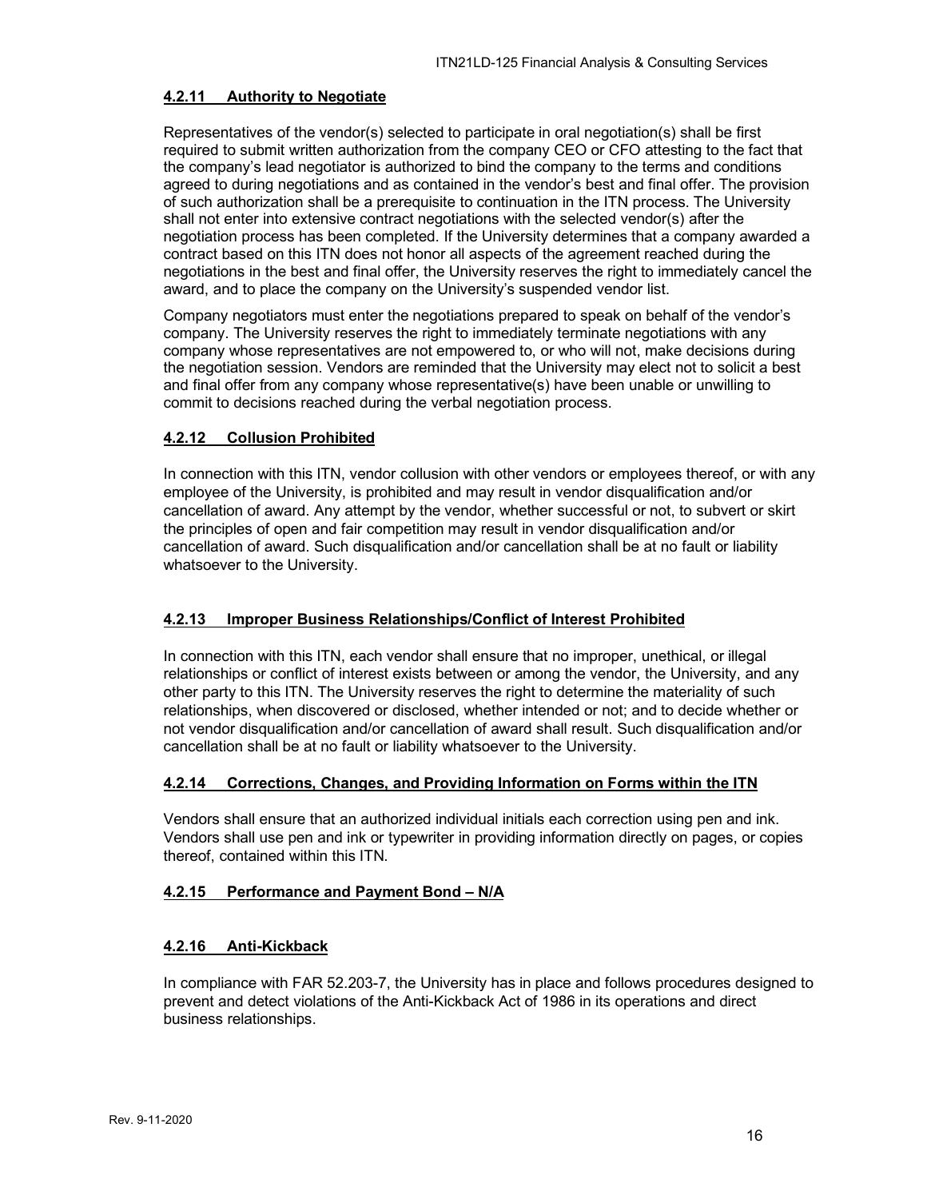#### **4.2.11 Authority to Negotiate**

Representatives of the vendor(s) selected to participate in oral negotiation(s) shall be first required to submit written authorization from the company CEO or CFO attesting to the fact that the company's lead negotiator is authorized to bind the company to the terms and conditions agreed to during negotiations and as contained in the vendor's best and final offer. The provision of such authorization shall be a prerequisite to continuation in the ITN process. The University shall not enter into extensive contract negotiations with the selected vendor(s) after the negotiation process has been completed. If the University determines that a company awarded a contract based on this ITN does not honor all aspects of the agreement reached during the negotiations in the best and final offer, the University reserves the right to immediately cancel the award, and to place the company on the University's suspended vendor list.

Company negotiators must enter the negotiations prepared to speak on behalf of the vendor's company. The University reserves the right to immediately terminate negotiations with any company whose representatives are not empowered to, or who will not, make decisions during the negotiation session. Vendors are reminded that the University may elect not to solicit a best and final offer from any company whose representative(s) have been unable or unwilling to commit to decisions reached during the verbal negotiation process.

#### **4.2.12 Collusion Prohibited**

In connection with this ITN, vendor collusion with other vendors or employees thereof, or with any employee of the University, is prohibited and may result in vendor disqualification and/or cancellation of award. Any attempt by the vendor, whether successful or not, to subvert or skirt the principles of open and fair competition may result in vendor disqualification and/or cancellation of award. Such disqualification and/or cancellation shall be at no fault or liability whatsoever to the University.

#### **4.2.13 Improper Business Relationships/Conflict of Interest Prohibited**

In connection with this ITN, each vendor shall ensure that no improper, unethical, or illegal relationships or conflict of interest exists between or among the vendor, the University, and any other party to this ITN. The University reserves the right to determine the materiality of such relationships, when discovered or disclosed, whether intended or not; and to decide whether or not vendor disqualification and/or cancellation of award shall result. Such disqualification and/or cancellation shall be at no fault or liability whatsoever to the University.

#### **4.2.14 Corrections, Changes, and Providing Information on Forms within the ITN**

Vendors shall ensure that an authorized individual initials each correction using pen and ink. Vendors shall use pen and ink or typewriter in providing information directly on pages, or copies thereof, contained within this ITN.

#### **4.2.15 Performance and Payment Bond – N/A**

#### **4.2.16 Anti-Kickback**

In compliance with FAR 52.203-7, the University has in place and follows procedures designed to prevent and detect violations of the Anti-Kickback Act of 1986 in its operations and direct business relationships.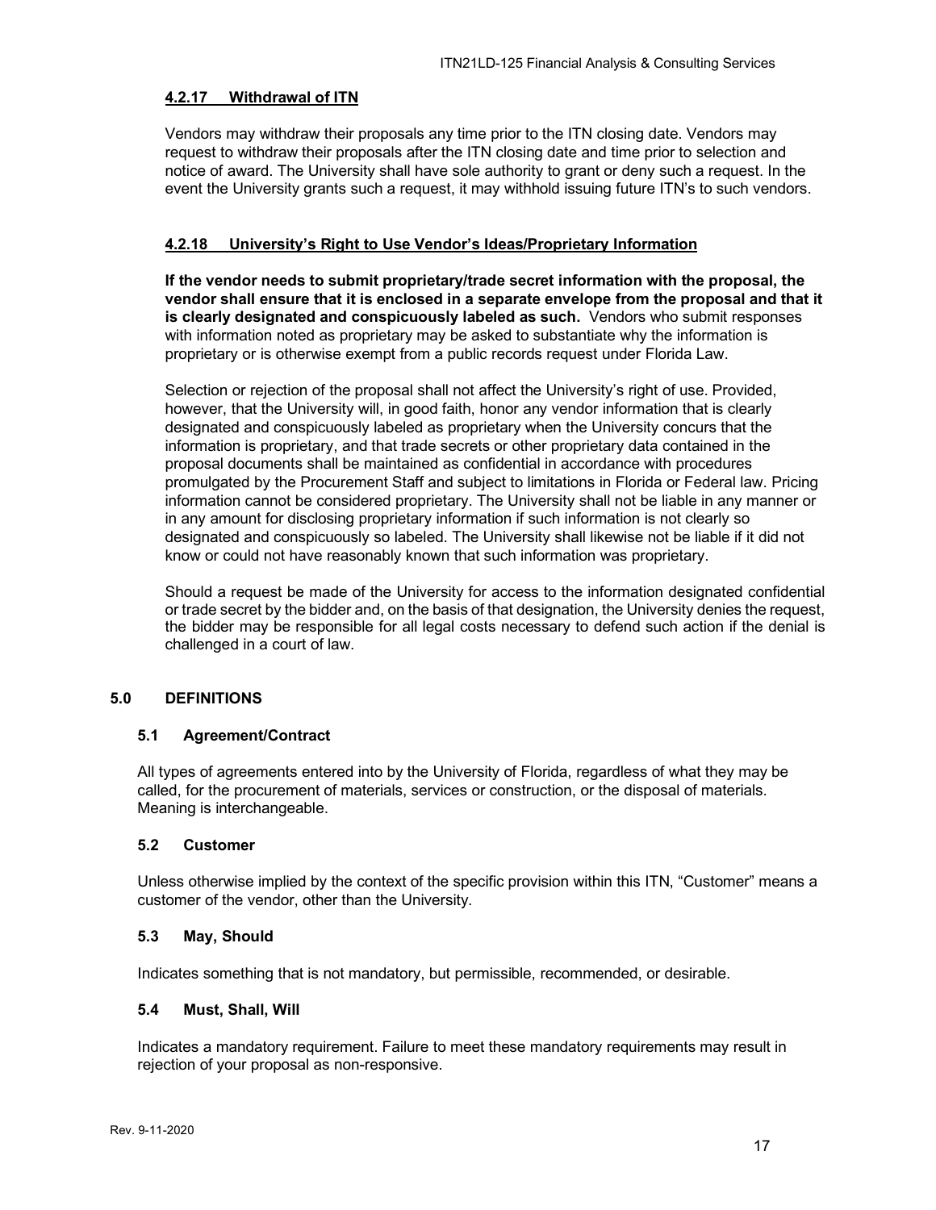#### 4.2.17 Withdrawal of ITN

Vendors may withdraw their proposals any time prior to the ITN closing date. Vendors may request to withdraw their proposals after the ITN closing date and time prior to selection and notice of award. The University shall have sole authority to grant or deny such a request. In the event the University grants such a request, it may withhold issuing future ITN's to such vendors.

#### 4.2.18 University's Right to Use Vendor's Ideas/Proprietary Information

**If the vendor needs to submit proprietary/trade secret information with the proposal, the vendor shall ensure that it is enclosed in a separate envelope from the proposal and that it is clearly designated and conspicuously labeled as such.** Vendors who submit responses with information noted as proprietary may be asked to substantiate why the information is proprietary or is otherwise exempt from a public records request under Florida Law.

Selection or rejection of the proposal shall not affect the University's right of use. Provided, however, that the University will, in good faith, honor any vendor information that is clearly designated and conspicuously labeled as proprietary when the University concurs that the information is proprietary, and that trade secrets or other proprietary data contained in the proposal documents shall be maintained as confidential in accordance with procedures promulgated by the Procurement Staff and subject to limitations in Florida or Federal law. Pricing information cannot be considered proprietary. The University shall not be liable in any manner or in any amount for disclosing proprietary information if such information is not clearly so designated and conspicuously so labeled. The University shall likewise not be liable if it did not know or could not have reasonably known that such information was proprietary.

Should a request be made of the University for access to the information designated confidential or trade secret by the bidder and, on the basis of that designation, the University denies the request, the bidder may be responsible for all legal costs necessary to defend such action if the denial is challenged in a court of law.

## 5.0 DEFINITIONS

### 5.1 Agreement/Contract

All types of agreements entered into by the University of Florida, regardless of what they may be called, for the procurement of materials, services or construction, or the disposal of materials. Meaning is interchangeable.

### 5.2 Customer

Unless otherwise implied by the context of the specific provision within this ITN, "Customer" means a customer of the vendor, other than the University.

### 5.3 May, Should

Indicates something that is not mandatory, but permissible, recommended, or desirable.

### 5.4 Must, Shall, Will

Indicates a mandatory requirement. Failure to meet these mandatory requirements may result in rejection of your proposal as non-responsive.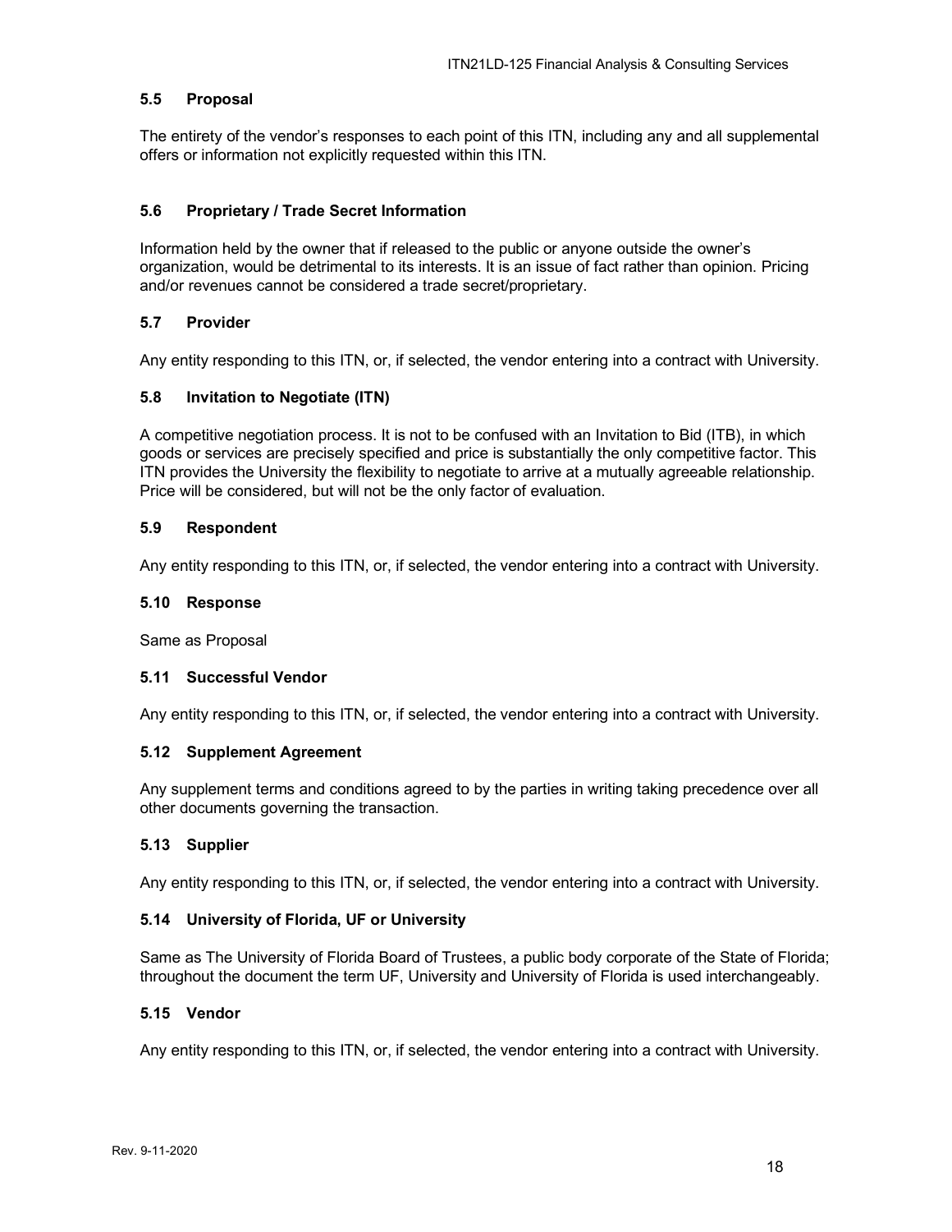### 5.5 Proposal

The entirety of the vendor's responses to each point of this ITN, including any and all supplemental offers or information not explicitly requested within this ITN.

### 5.6 Proprietary / Trade Secret Information

Information held by the owner that if released to the public or anyone outside the owner's organization, would be detrimental to its interests. It is an issue of fact rather than opinion. Pricing and/or revenues cannot be considered a trade secret/proprietary.

### 5.7 Provider

Any entity responding to this ITN, or, if selected, the vendor entering into a contract with University.

### 5.8 Invitation to Negotiate (ITN)

A competitive negotiation process. It is not to be confused with an Invitation to Bid (ITB), in which goods or services are precisely specified and price is substantially the only competitive factor. This ITN provides the University the flexibility to negotiate to arrive at a mutually agreeable relationship. Price will be considered, but will not be the only factor of evaluation.

### 5.9 Respondent

Any entity responding to this ITN, or, if selected, the vendor entering into a contract with University.

### 5.10 Response

Same as Proposal

### 5.11 Successful Vendor

Any entity responding to this ITN, or, if selected, the vendor entering into a contract with University.

### 5.12 Supplement Agreement

Any supplement terms and conditions agreed to by the parties in writing taking precedence over all other documents governing the transaction.

### 5.13 Supplier

Any entity responding to this ITN, or, if selected, the vendor entering into a contract with University.

### 5.14 University of Florida, UF or University

Same as The University of Florida Board of Trustees, a public body corporate of the State of Florida; throughout the document the term UF, University and University of Florida is used interchangeably.

### 5.15 Vendor

Any entity responding to this ITN, or, if selected, the vendor entering into a contract with University.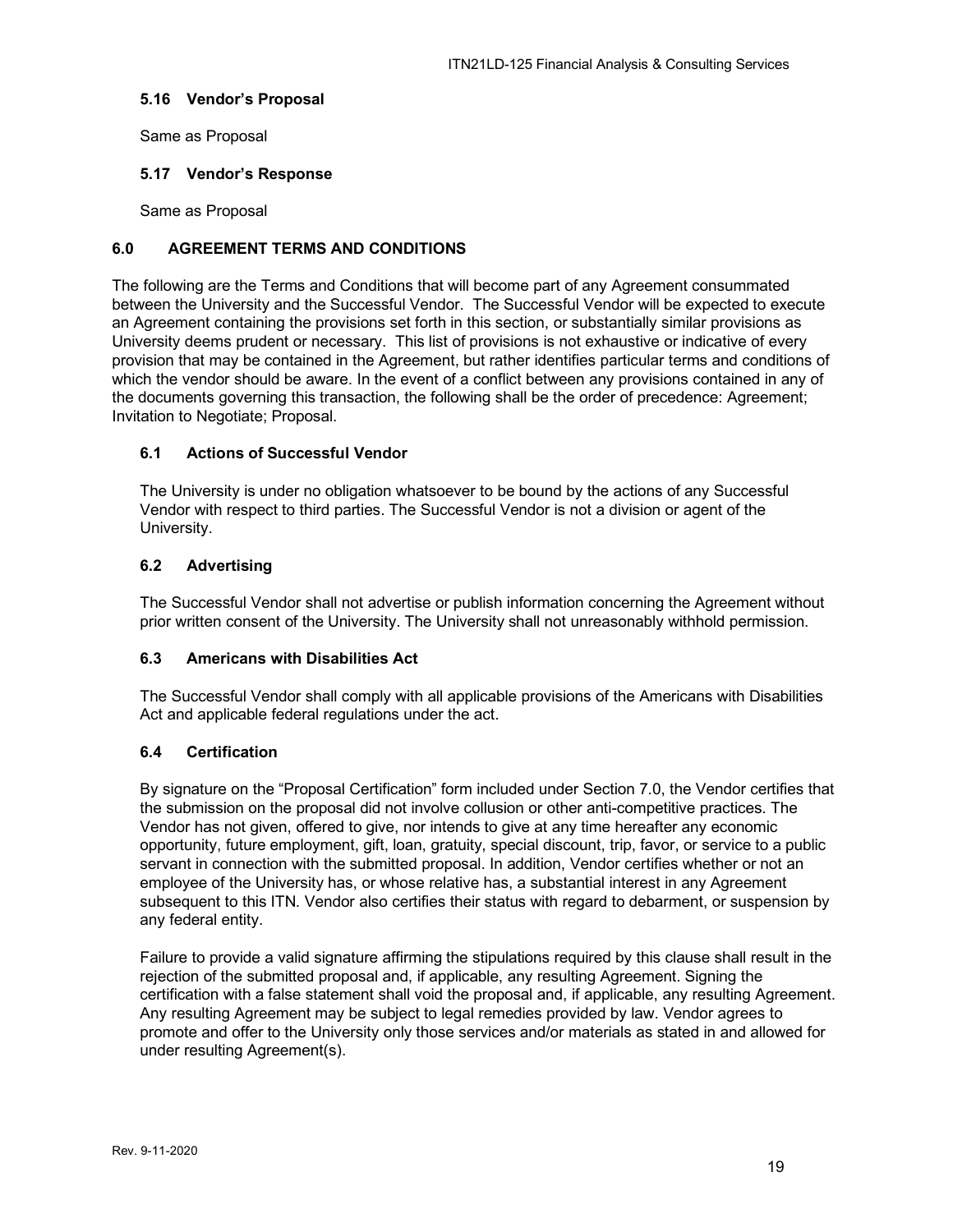### 5.16 Vendor's Proposal

Same as Proposal

### 5.17 Vendor's Response

Same as Proposal

## 6.0 AGREEMENT TERMS AND CONDITIONS

The following are the Terms and Conditions that will become part of any Agreement consummated between the University and the Successful Vendor. The Successful Vendor will be expected to execute an Agreement containing the provisions set forth in this section, or substantially similar provisions as University deems prudent or necessary. This list of provisions is not exhaustive or indicative of every provision that may be contained in the Agreement, but rather identifies particular terms and conditions of which the vendor should be aware. In the event of a conflict between any provisions contained in any of the documents governing this transaction, the following shall be the order of precedence: Agreement; Invitation to Negotiate; Proposal.

### 6.1 Actions of Successful Vendor

The University is under no obligation whatsoever to be bound by the actions of any Successful Vendor with respect to third parties. The Successful Vendor is not a division or agent of the University.

### 6.2 Advertising

The Successful Vendor shall not advertise or publish information concerning the Agreement without prior written consent of the University. The University shall not unreasonably withhold permission.

### 6.3 Americans with Disabilities Act

The Successful Vendor shall comply with all applicable provisions of the Americans with Disabilities Act and applicable federal regulations under the act.

### 6.4 Certification

By signature on the "Proposal Certification" form included under Section 7.0, the Vendor certifies that the submission on the proposal did not involve collusion or other anti-competitive practices. The Vendor has not given, offered to give, nor intends to give at any time hereafter any economic opportunity, future employment, gift, loan, gratuity, special discount, trip, favor, or service to a public servant in connection with the submitted proposal. In addition, Vendor certifies whether or not an employee of the University has, or whose relative has, a substantial interest in any Agreement subsequent to this ITN. Vendor also certifies their status with regard to debarment, or suspension by any federal entity.

Failure to provide a valid signature affirming the stipulations required by this clause shall result in the rejection of the submitted proposal and, if applicable, any resulting Agreement. Signing the certification with a false statement shall void the proposal and, if applicable, any resulting Agreement. Any resulting Agreement may be subject to legal remedies provided by law. Vendor agrees to promote and offer to the University only those services and/or materials as stated in and allowed for under resulting Agreement(s).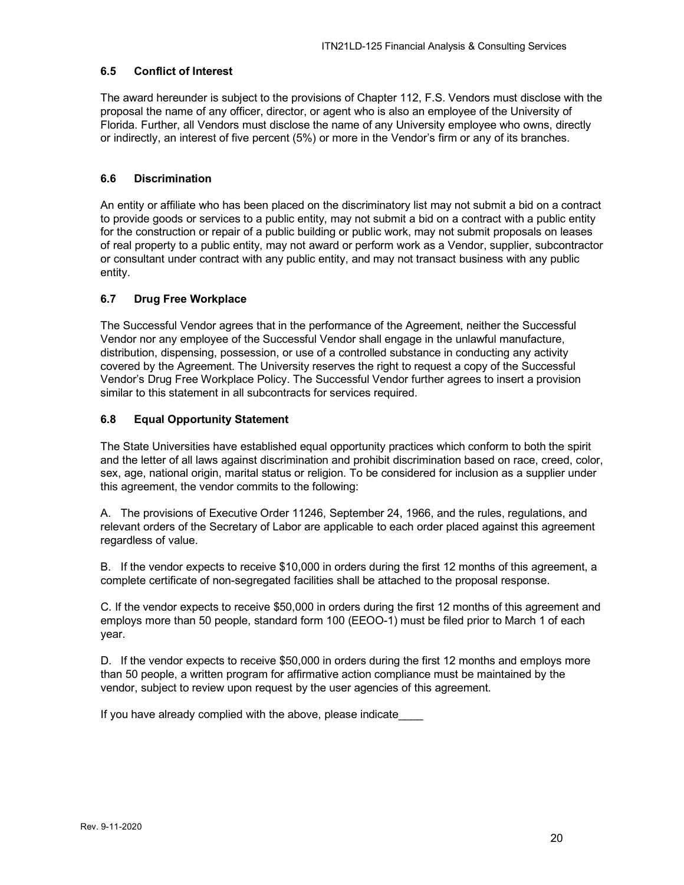### 6.5 Conflict of Interest

The award hereunder is subject to the provisions of Chapter 112, F.S. Vendors must disclose with the proposal the name of any officer, director, or agent who is also an employee of the University of Florida. Further, all Vendors must disclose the name of any University employee who owns, directly or indirectly, an interest of five percent (5%) or more in the Vendor's firm or any of its branches.

### 6.6 Discrimination

An entity or affiliate who has been placed on the discriminatory list may not submit a bid on a contract to provide goods or services to a public entity, may not submit a bid on a contract with a public entity for the construction or repair of a public building or public work, may not submit proposals on leases of real property to a public entity, may not award or perform work as a Vendor, supplier, subcontractor or consultant under contract with any public entity, and may not transact business with any public entity.

### 6.7 Drug Free Workplace

The Successful Vendor agrees that in the performance of the Agreement, neither the Successful Vendor nor any employee of the Successful Vendor shall engage in the unlawful manufacture, distribution, dispensing, possession, or use of a controlled substance in conducting any activity covered by the Agreement. The University reserves the right to request a copy of the Successful Vendor's Drug Free Workplace Policy. The Successful Vendor further agrees to insert a provision similar to this statement in all subcontracts for services required.

### 6.8 Equal Opportunity Statement

The State Universities have established equal opportunity practices which conform to both the spirit and the letter of all laws against discrimination and prohibit discrimination based on race, creed, color, sex, age, national origin, marital status or religion. To be considered for inclusion as a supplier under this agreement, the vendor commits to the following:

A. The provisions of Executive Order 11246, September 24, 1966, and the rules, regulations, and relevant orders of the Secretary of Labor are applicable to each order placed against this agreement regardless of value.

B. If the vendor expects to receive $10,000 in orders during the first 12 months of this agreement, a complete certificate of non-segregated facilities shall be attached to the proposal response.

C. If the vendor expects to receive $50,000 in orders during the first 12 months of this agreement and employs more than 50 people, standard form 100 (EEOO-1) must be filed prior to March 1 of each year.

D. If the vendor expects to receive $50,000 in orders during the first 12 months and employs more than 50 people, a written program for affirmative action compliance must be maintained by the vendor, subject to review upon request by the user agencies of this agreement.

If you have already complied with the above, please indicate____

Rev. 9-11-2020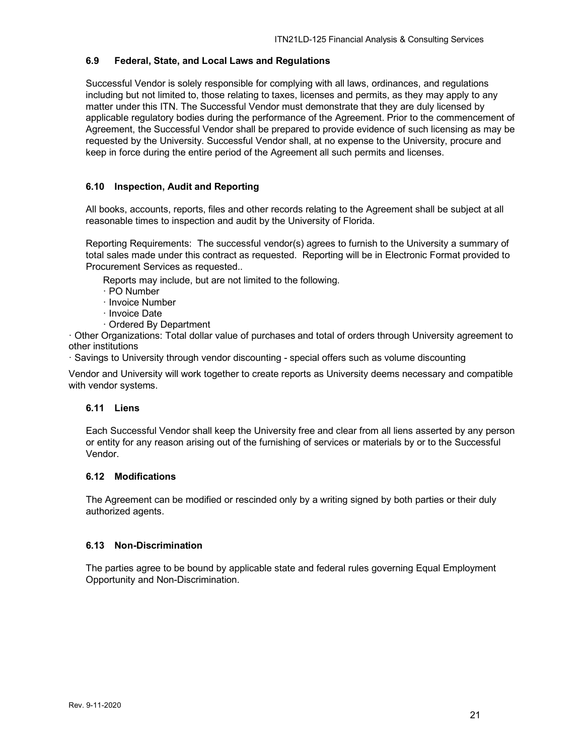### 6.9 Federal, State, and Local Laws and Regulations

Successful Vendor is solely responsible for complying with all laws, ordinances, and regulations including but not limited to, those relating to taxes, licenses and permits, as they may apply to any matter under this ITN. The Successful Vendor must demonstrate that they are duly licensed by applicable regulatory bodies during the performance of the Agreement. Prior to the commencement of Agreement, the Successful Vendor shall be prepared to provide evidence of such licensing as may be requested by the University. Successful Vendor shall, at no expense to the University, procure and keep in force during the entire period of the Agreement all such permits and licenses.

### 6.10 Inspection, Audit and Reporting

All books, accounts, reports, files and other records relating to the Agreement shall be subject at all reasonable times to inspection and audit by the University of Florida.

Reporting Requirements: The successful vendor(s) agrees to furnish to the University a summary of total sales made under this contract as requested. Reporting will be in Electronic Format provided to Procurement Services as requested..

Reports may include, but are not limited to the following.

· PO Number
· Invoice Number
· Invoice Date
· Ordered By Department
· Other Organizations: Total dollar value of purchases and total of orders through University agreement to other institutions
· Savings to University through vendor discounting - special offers such as volume discounting

Vendor and University will work together to create reports as University deems necessary and compatible with vendor systems.

### 6.11 Liens

Each Successful Vendor shall keep the University free and clear from all liens asserted by any person or entity for any reason arising out of the furnishing of services or materials by or to the Successful Vendor.

### 6.12 Modifications

The Agreement can be modified or rescinded only by a writing signed by both parties or their duly authorized agents.

### 6.13 Non-Discrimination

The parties agree to be bound by applicable state and federal rules governing Equal Employment Opportunity and Non-Discrimination.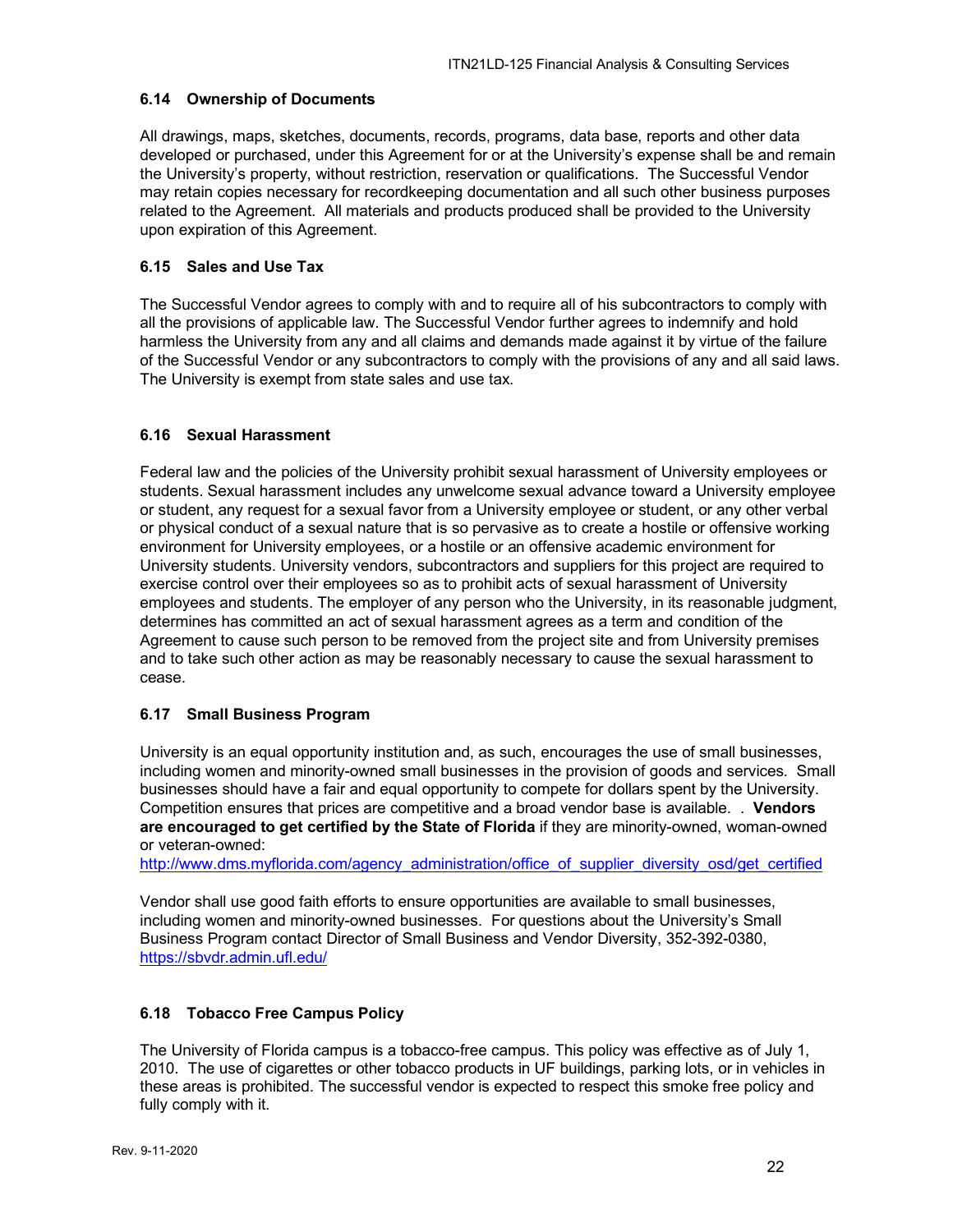### 6.14 Ownership of Documents

All drawings, maps, sketches, documents, records, programs, data base, reports and other data developed or purchased, under this Agreement for or at the University's expense shall be and remain the University's property, without restriction, reservation or qualifications. The Successful Vendor may retain copies necessary for recordkeeping documentation and all such other business purposes related to the Agreement. All materials and products produced shall be provided to the University upon expiration of this Agreement.

### 6.15 Sales and Use Tax

The Successful Vendor agrees to comply with and to require all of his subcontractors to comply with all the provisions of applicable law. The Successful Vendor further agrees to indemnify and hold harmless the University from any and all claims and demands made against it by virtue of the failure of the Successful Vendor or any subcontractors to comply with the provisions of any and all said laws. The University is exempt from state sales and use tax.

### 6.16 Sexual Harassment

Federal law and the policies of the University prohibit sexual harassment of University employees or students. Sexual harassment includes any unwelcome sexual advance toward a University employee or student, any request for a sexual favor from a University employee or student, or any other verbal or physical conduct of a sexual nature that is so pervasive as to create a hostile or offensive working environment for University employees, or a hostile or an offensive academic environment for University students. University vendors, subcontractors and suppliers for this project are required to exercise control over their employees so as to prohibit acts of sexual harassment of University employees and students. The employer of any person who the University, in its reasonable judgment, determines has committed an act of sexual harassment agrees as a term and condition of the Agreement to cause such person to be removed from the project site and from University premises and to take such other action as may be reasonably necessary to cause the sexual harassment to cease.

### 6.17 Small Business Program

University is an equal opportunity institution and, as such, encourages the use of small businesses, including women and minority-owned small businesses in the provision of goods and services. Small businesses should have a fair and equal opportunity to compete for dollars spent by the University. Competition ensures that prices are competitive and a broad vendor base is available. . **Vendors are encouraged to get certified by the State of Florida** if they are minority-owned, woman-owned or veteran-owned:
http://www.dms.myflorida.com/agency_administration/office_of_supplier_diversity_osd/get_certified

Vendor shall use good faith efforts to ensure opportunities are available to small businesses, including women and minority-owned businesses. For questions about the University's Small Business Program contact Director of Small Business and Vendor Diversity, 352-392-0380, https://sbvdr.admin.ufl.edu/

### 6.18 Tobacco Free Campus Policy

The University of Florida campus is a tobacco-free campus. This policy was effective as of July 1, 2010. The use of cigarettes or other tobacco products in UF buildings, parking lots, or in vehicles in these areas is prohibited. The successful vendor is expected to respect this smoke free policy and fully comply with it.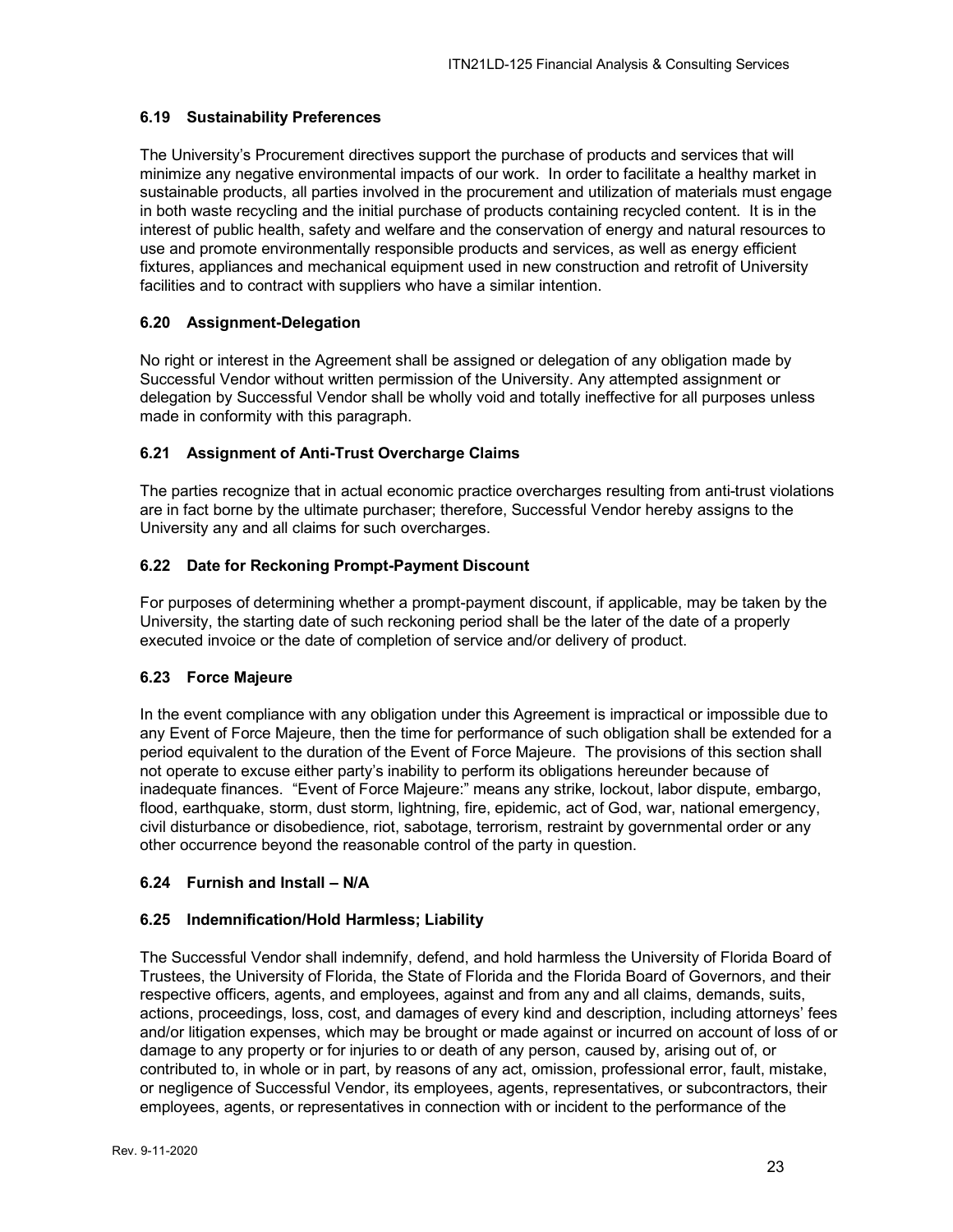### 6.19 Sustainability Preferences

The University's Procurement directives support the purchase of products and services that will minimize any negative environmental impacts of our work. In order to facilitate a healthy market in sustainable products, all parties involved in the procurement and utilization of materials must engage in both waste recycling and the initial purchase of products containing recycled content. It is in the interest of public health, safety and welfare and the conservation of energy and natural resources to use and promote environmentally responsible products and services, as well as energy efficient fixtures, appliances and mechanical equipment used in new construction and retrofit of University facilities and to contract with suppliers who have a similar intention.

### 6.20 Assignment-Delegation

No right or interest in the Agreement shall be assigned or delegation of any obligation made by Successful Vendor without written permission of the University. Any attempted assignment or delegation by Successful Vendor shall be wholly void and totally ineffective for all purposes unless made in conformity with this paragraph.

### 6.21 Assignment of Anti-Trust Overcharge Claims

The parties recognize that in actual economic practice overcharges resulting from anti-trust violations are in fact borne by the ultimate purchaser; therefore, Successful Vendor hereby assigns to the University any and all claims for such overcharges.

### 6.22 Date for Reckoning Prompt-Payment Discount

For purposes of determining whether a prompt-payment discount, if applicable, may be taken by the University, the starting date of such reckoning period shall be the later of the date of a properly executed invoice or the date of completion of service and/or delivery of product.

### 6.23 Force Majeure

In the event compliance with any obligation under this Agreement is impractical or impossible due to any Event of Force Majeure, then the time for performance of such obligation shall be extended for a period equivalent to the duration of the Event of Force Majeure. The provisions of this section shall not operate to excuse either party's inability to perform its obligations hereunder because of inadequate finances. "Event of Force Majeure:" means any strike, lockout, labor dispute, embargo, flood, earthquake, storm, dust storm, lightning, fire, epidemic, act of God, war, national emergency, civil disturbance or disobedience, riot, sabotage, terrorism, restraint by governmental order or any other occurrence beyond the reasonable control of the party in question.

### 6.24 Furnish and Install – N/A

### 6.25 Indemnification/Hold Harmless; Liability

The Successful Vendor shall indemnify, defend, and hold harmless the University of Florida Board of Trustees, the University of Florida, the State of Florida and the Florida Board of Governors, and their respective officers, agents, and employees, against and from any and all claims, demands, suits, actions, proceedings, loss, cost, and damages of every kind and description, including attorneys' fees and/or litigation expenses, which may be brought or made against or incurred on account of loss of or damage to any property or for injuries to or death of any person, caused by, arising out of, or contributed to, in whole or in part, by reasons of any act, omission, professional error, fault, mistake, or negligence of Successful Vendor, its employees, agents, representatives, or subcontractors, their employees, agents, or representatives in connection with or incident to the performance of the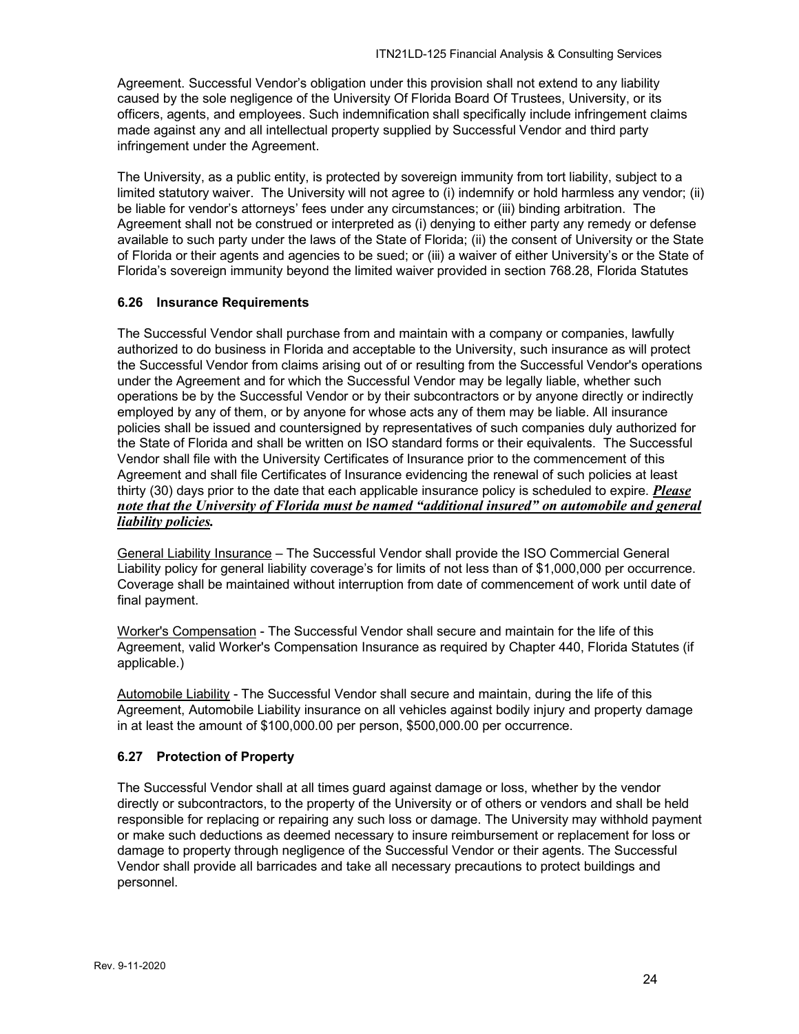Agreement. Successful Vendor's obligation under this provision shall not extend to any liability caused by the sole negligence of the University Of Florida Board Of Trustees, University, or its officers, agents, and employees. Such indemnification shall specifically include infringement claims made against any and all intellectual property supplied by Successful Vendor and third party infringement under the Agreement.

The University, as a public entity, is protected by sovereign immunity from tort liability, subject to a limited statutory waiver. The University will not agree to (i) indemnify or hold harmless any vendor; (ii) be liable for vendor's attorneys' fees under any circumstances; or (iii) binding arbitration. The Agreement shall not be construed or interpreted as (i) denying to either party any remedy or defense available to such party under the laws of the State of Florida; (ii) the consent of University or the State of Florida or their agents and agencies to be sued; or (iii) a waiver of either University's or the State of Florida's sovereign immunity beyond the limited waiver provided in section 768.28, Florida Statutes

### 6.26 Insurance Requirements

The Successful Vendor shall purchase from and maintain with a company or companies, lawfully authorized to do business in Florida and acceptable to the University, such insurance as will protect the Successful Vendor from claims arising out of or resulting from the Successful Vendor's operations under the Agreement and for which the Successful Vendor may be legally liable, whether such operations be by the Successful Vendor or by their subcontractors or by anyone directly or indirectly employed by any of them, or by anyone for whose acts any of them may be liable. All insurance policies shall be issued and countersigned by representatives of such companies duly authorized for the State of Florida and shall be written on ISO standard forms or their equivalents. The Successful Vendor shall file with the University Certificates of Insurance prior to the commencement of this Agreement and shall file Certificates of Insurance evidencing the renewal of such policies at least thirty (30) days prior to the date that each applicable insurance policy is scheduled to expire. ***Please note that the University of Florida must be named "additional insured" on automobile and general liability policies.***

General Liability Insurance – The Successful Vendor shall provide the ISO Commercial General Liability policy for general liability coverage's for limits of not less than of $1,000,000 per occurrence. Coverage shall be maintained without interruption from date of commencement of work until date of final payment.

Worker's Compensation - The Successful Vendor shall secure and maintain for the life of this Agreement, valid Worker's Compensation Insurance as required by Chapter 440, Florida Statutes (if applicable.)

Automobile Liability - The Successful Vendor shall secure and maintain, during the life of this Agreement, Automobile Liability insurance on all vehicles against bodily injury and property damage in at least the amount of $100,000.00 per person, $500,000.00 per occurrence.

### 6.27 Protection of Property

The Successful Vendor shall at all times guard against damage or loss, whether by the vendor directly or subcontractors, to the property of the University or of others or vendors and shall be held responsible for replacing or repairing any such loss or damage. The University may withhold payment or make such deductions as deemed necessary to insure reimbursement or replacement for loss or damage to property through negligence of the Successful Vendor or their agents. The Successful Vendor shall provide all barricades and take all necessary precautions to protect buildings and personnel.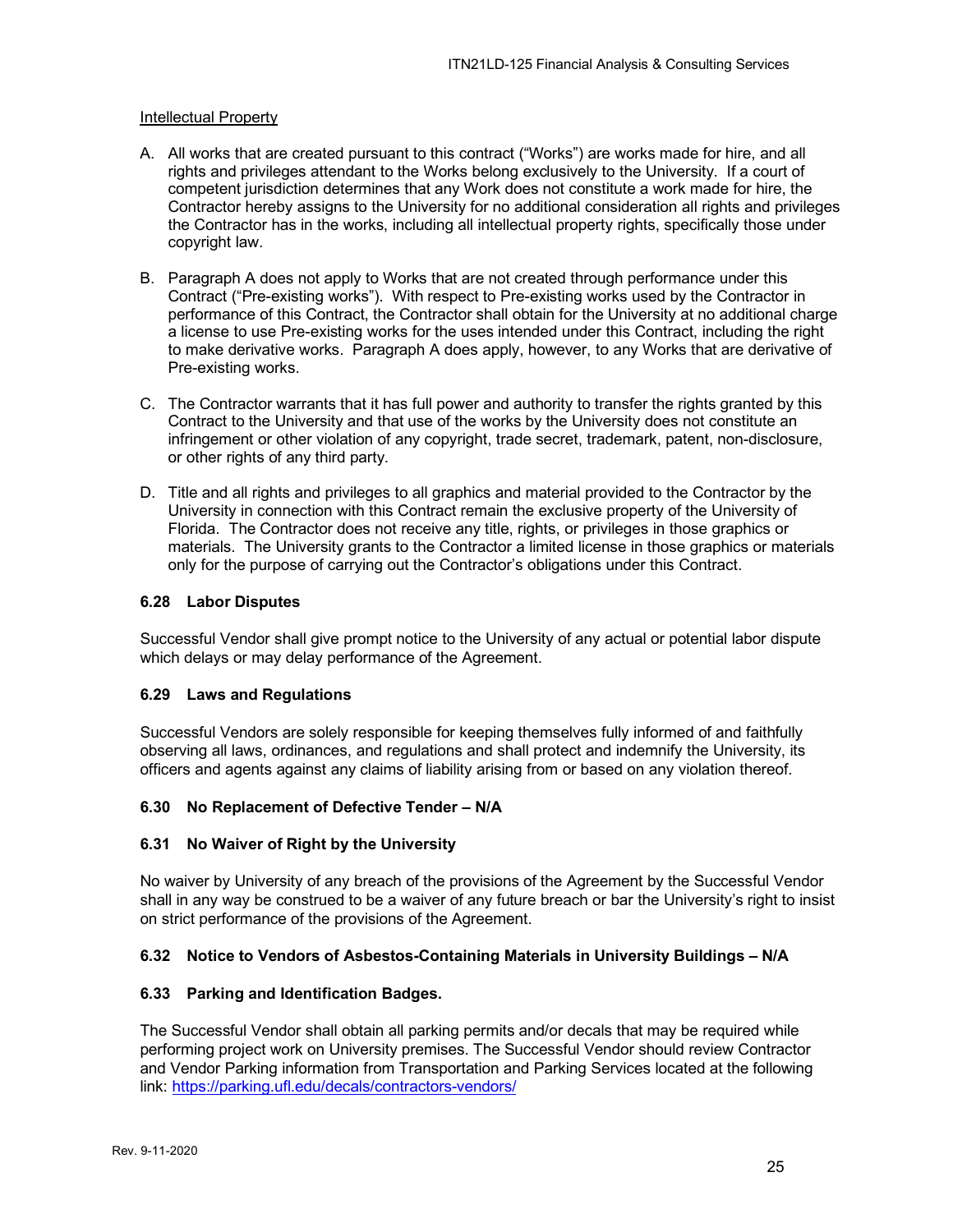Intellectual Property

A. All works that are created pursuant to this contract ("Works") are works made for hire, and all rights and privileges attendant to the Works belong exclusively to the University. If a court of competent jurisdiction determines that any Work does not constitute a work made for hire, the Contractor hereby assigns to the University for no additional consideration all rights and privileges the Contractor has in the works, including all intellectual property rights, specifically those under copyright law.

B. Paragraph A does not apply to Works that are not created through performance under this Contract ("Pre-existing works"). With respect to Pre-existing works used by the Contractor in performance of this Contract, the Contractor shall obtain for the University at no additional charge a license to use Pre-existing works for the uses intended under this Contract, including the right to make derivative works. Paragraph A does apply, however, to any Works that are derivative of Pre-existing works.

C. The Contractor warrants that it has full power and authority to transfer the rights granted by this Contract to the University and that use of the works by the University does not constitute an infringement or other violation of any copyright, trade secret, trademark, patent, non-disclosure, or other rights of any third party.

D. Title and all rights and privileges to all graphics and material provided to the Contractor by the University in connection with this Contract remain the exclusive property of the University of Florida. The Contractor does not receive any title, rights, or privileges in those graphics or materials. The University grants to the Contractor a limited license in those graphics or materials only for the purpose of carrying out the Contractor's obligations under this Contract.

### 6.28 Labor Disputes

Successful Vendor shall give prompt notice to the University of any actual or potential labor dispute which delays or may delay performance of the Agreement.

### 6.29 Laws and Regulations

Successful Vendors are solely responsible for keeping themselves fully informed of and faithfully observing all laws, ordinances, and regulations and shall protect and indemnify the University, its officers and agents against any claims of liability arising from or based on any violation thereof.

### 6.30 No Replacement of Defective Tender – N/A

### 6.31 No Waiver of Right by the University

No waiver by University of any breach of the provisions of the Agreement by the Successful Vendor shall in any way be construed to be a waiver of any future breach or bar the University's right to insist on strict performance of the provisions of the Agreement.

### 6.32 Notice to Vendors of Asbestos-Containing Materials in University Buildings – N/A

### 6.33 Parking and Identification Badges.

The Successful Vendor shall obtain all parking permits and/or decals that may be required while performing project work on University premises. The Successful Vendor should review Contractor and Vendor Parking information from Transportation and Parking Services located at the following link: https://parking.ufl.edu/decals/contractors-vendors/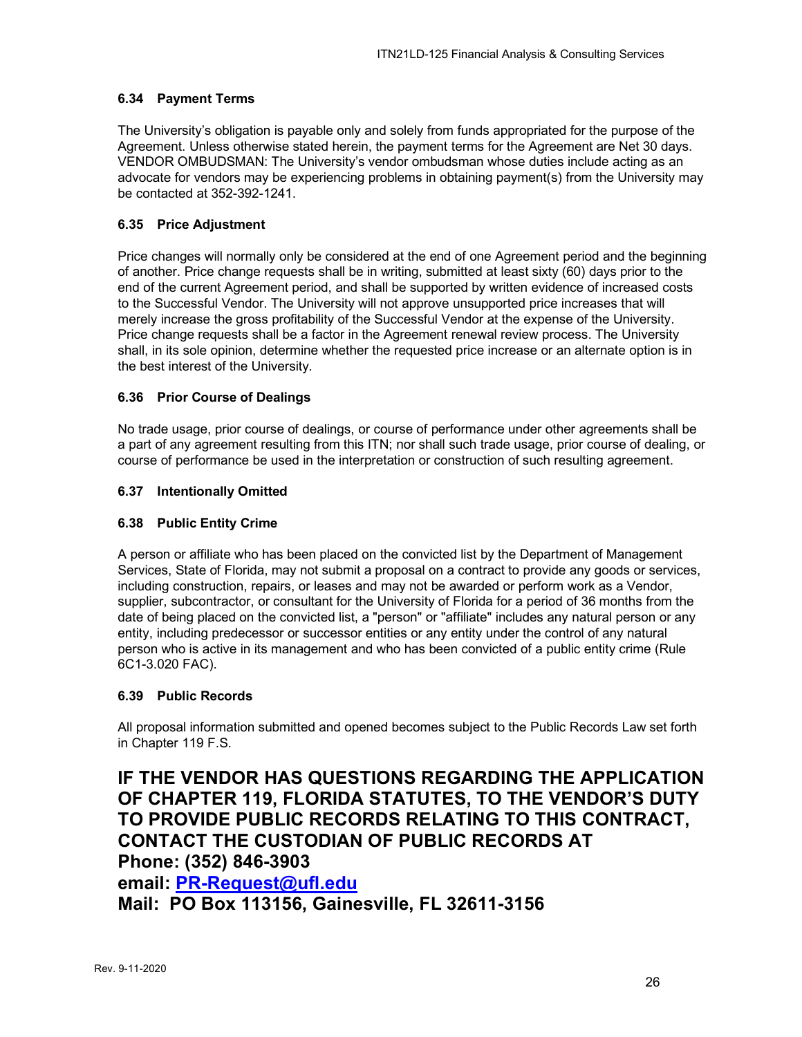### 6.34 Payment Terms

The University's obligation is payable only and solely from funds appropriated for the purpose of the Agreement. Unless otherwise stated herein, the payment terms for the Agreement are Net 30 days. VENDOR OMBUDSMAN: The University's vendor ombudsman whose duties include acting as an advocate for vendors may be experiencing problems in obtaining payment(s) from the University may be contacted at 352-392-1241.

### 6.35 Price Adjustment

Price changes will normally only be considered at the end of one Agreement period and the beginning of another. Price change requests shall be in writing, submitted at least sixty (60) days prior to the end of the current Agreement period, and shall be supported by written evidence of increased costs to the Successful Vendor. The University will not approve unsupported price increases that will merely increase the gross profitability of the Successful Vendor at the expense of the University. Price change requests shall be a factor in the Agreement renewal review process. The University shall, in its sole opinion, determine whether the requested price increase or an alternate option is in the best interest of the University.

### 6.36 Prior Course of Dealings

No trade usage, prior course of dealings, or course of performance under other agreements shall be a part of any agreement resulting from this ITN; nor shall such trade usage, prior course of dealing, or course of performance be used in the interpretation or construction of such resulting agreement.

### 6.37 Intentionally Omitted

### 6.38 Public Entity Crime

A person or affiliate who has been placed on the convicted list by the Department of Management Services, State of Florida, may not submit a proposal on a contract to provide any goods or services, including construction, repairs, or leases and may not be awarded or perform work as a Vendor, supplier, subcontractor, or consultant for the University of Florida for a period of 36 months from the date of being placed on the convicted list, a "person" or "affiliate" includes any natural person or any entity, including predecessor or successor entities or any entity under the control of any natural person who is active in its management and who has been convicted of a public entity crime (Rule 6C1-3.020 FAC).

### 6.39 Public Records

All proposal information submitted and opened becomes subject to the Public Records Law set forth in Chapter 119 F.S.

**IF THE VENDOR HAS QUESTIONS REGARDING THE APPLICATION OF CHAPTER 119, FLORIDA STATUTES, TO THE VENDOR'S DUTY TO PROVIDE PUBLIC RECORDS RELATING TO THIS CONTRACT, CONTACT THE CUSTODIAN OF PUBLIC RECORDS AT**
**Phone: (352) 846-3903**
**email: [PR-Request@ufl.edu](mailto:PR-Request@ufl.edu)**
**Mail: PO Box 113156, Gainesville, FL 32611-3156**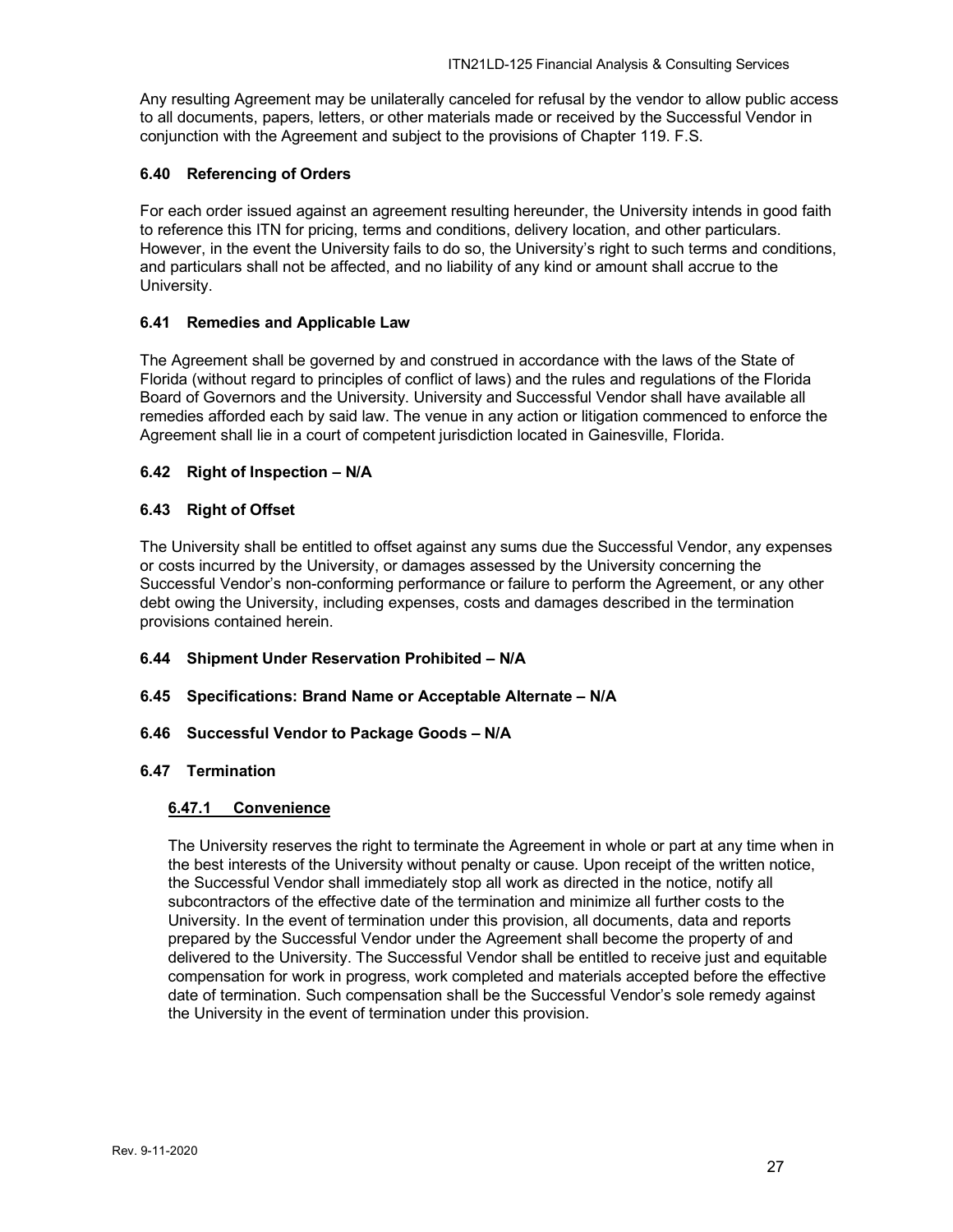Any resulting Agreement may be unilaterally canceled for refusal by the vendor to allow public access to all documents, papers, letters, or other materials made or received by the Successful Vendor in conjunction with the Agreement and subject to the provisions of Chapter 119. F.S.

### 6.40 Referencing of Orders

For each order issued against an agreement resulting hereunder, the University intends in good faith to reference this ITN for pricing, terms and conditions, delivery location, and other particulars. However, in the event the University fails to do so, the University's right to such terms and conditions, and particulars shall not be affected, and no liability of any kind or amount shall accrue to the University.

### 6.41 Remedies and Applicable Law

The Agreement shall be governed by and construed in accordance with the laws of the State of Florida (without regard to principles of conflict of laws) and the rules and regulations of the Florida Board of Governors and the University. University and Successful Vendor shall have available all remedies afforded each by said law. The venue in any action or litigation commenced to enforce the Agreement shall lie in a court of competent jurisdiction located in Gainesville, Florida.

### 6.42 Right of Inspection – N/A

### 6.43 Right of Offset

The University shall be entitled to offset against any sums due the Successful Vendor, any expenses or costs incurred by the University, or damages assessed by the University concerning the Successful Vendor's non-conforming performance or failure to perform the Agreement, or any other debt owing the University, including expenses, costs and damages described in the termination provisions contained herein.

### 6.44 Shipment Under Reservation Prohibited – N/A

### 6.45 Specifications: Brand Name or Acceptable Alternate – N/A

### 6.46 Successful Vendor to Package Goods – N/A

### 6.47 Termination

#### 6.47.1 Convenience

The University reserves the right to terminate the Agreement in whole or part at any time when in the best interests of the University without penalty or cause. Upon receipt of the written notice, the Successful Vendor shall immediately stop all work as directed in the notice, notify all subcontractors of the effective date of the termination and minimize all further costs to the University. In the event of termination under this provision, all documents, data and reports prepared by the Successful Vendor under the Agreement shall become the property of and delivered to the University. The Successful Vendor shall be entitled to receive just and equitable compensation for work in progress, work completed and materials accepted before the effective date of termination. Such compensation shall be the Successful Vendor's sole remedy against the University in the event of termination under this provision.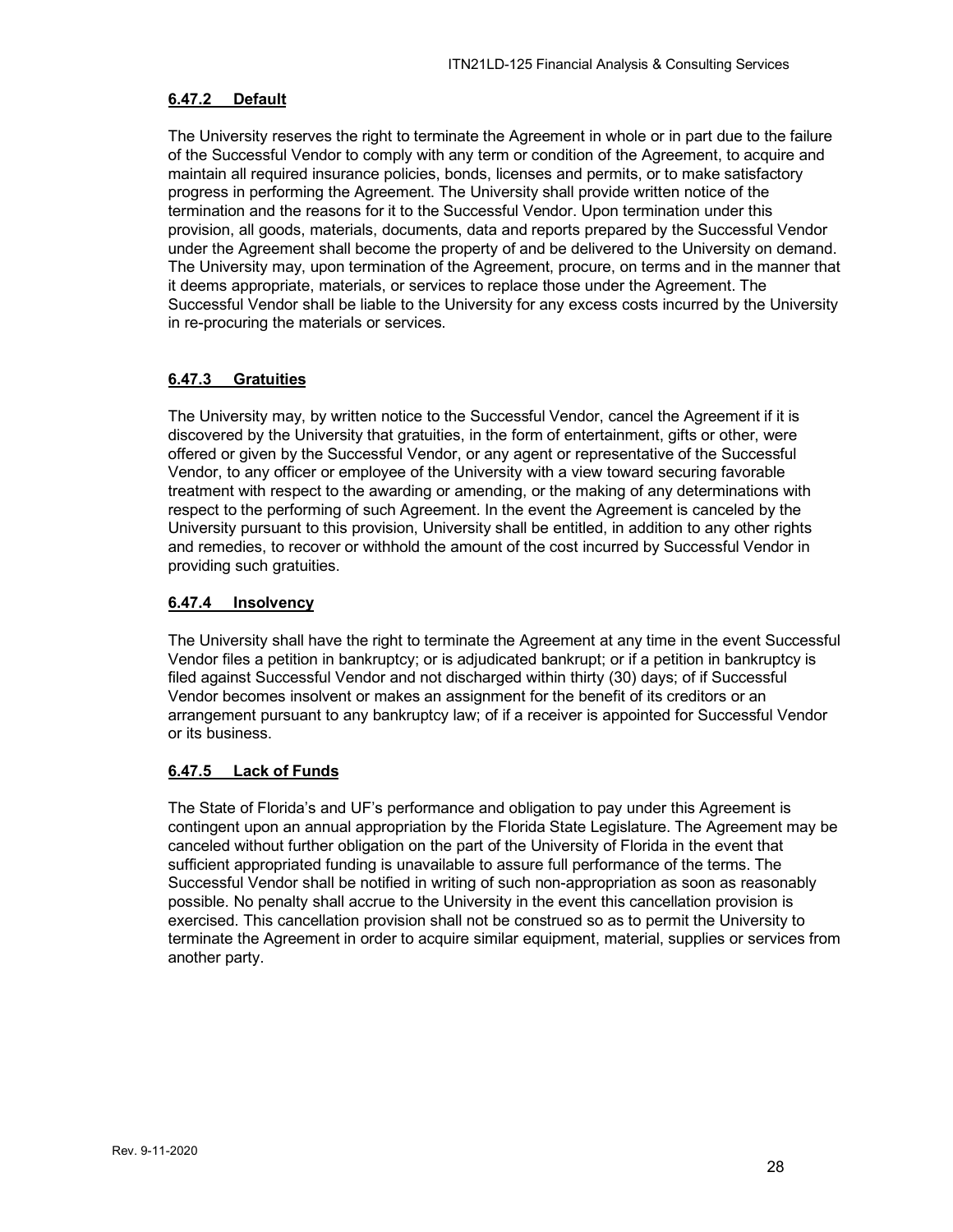#### 6.47.2 Default

The University reserves the right to terminate the Agreement in whole or in part due to the failure of the Successful Vendor to comply with any term or condition of the Agreement, to acquire and maintain all required insurance policies, bonds, licenses and permits, or to make satisfactory progress in performing the Agreement. The University shall provide written notice of the termination and the reasons for it to the Successful Vendor. Upon termination under this provision, all goods, materials, documents, data and reports prepared by the Successful Vendor under the Agreement shall become the property of and be delivered to the University on demand. The University may, upon termination of the Agreement, procure, on terms and in the manner that it deems appropriate, materials, or services to replace those under the Agreement. The Successful Vendor shall be liable to the University for any excess costs incurred by the University in re-procuring the materials or services.

#### 6.47.3 Gratuities

The University may, by written notice to the Successful Vendor, cancel the Agreement if it is discovered by the University that gratuities, in the form of entertainment, gifts or other, were offered or given by the Successful Vendor, or any agent or representative of the Successful Vendor, to any officer or employee of the University with a view toward securing favorable treatment with respect to the awarding or amending, or the making of any determinations with respect to the performing of such Agreement. In the event the Agreement is canceled by the University pursuant to this provision, University shall be entitled, in addition to any other rights and remedies, to recover or withhold the amount of the cost incurred by Successful Vendor in providing such gratuities.

#### 6.47.4 Insolvency

The University shall have the right to terminate the Agreement at any time in the event Successful Vendor files a petition in bankruptcy; or is adjudicated bankrupt; or if a petition in bankruptcy is filed against Successful Vendor and not discharged within thirty (30) days; of if Successful Vendor becomes insolvent or makes an assignment for the benefit of its creditors or an arrangement pursuant to any bankruptcy law; of if a receiver is appointed for Successful Vendor or its business.

#### 6.47.5 Lack of Funds

The State of Florida's and UF's performance and obligation to pay under this Agreement is contingent upon an annual appropriation by the Florida State Legislature. The Agreement may be canceled without further obligation on the part of the University of Florida in the event that sufficient appropriated funding is unavailable to assure full performance of the terms. The Successful Vendor shall be notified in writing of such non-appropriation as soon as reasonably possible. No penalty shall accrue to the University in the event this cancellation provision is exercised. This cancellation provision shall not be construed so as to permit the University to terminate the Agreement in order to acquire similar equipment, material, supplies or services from another party.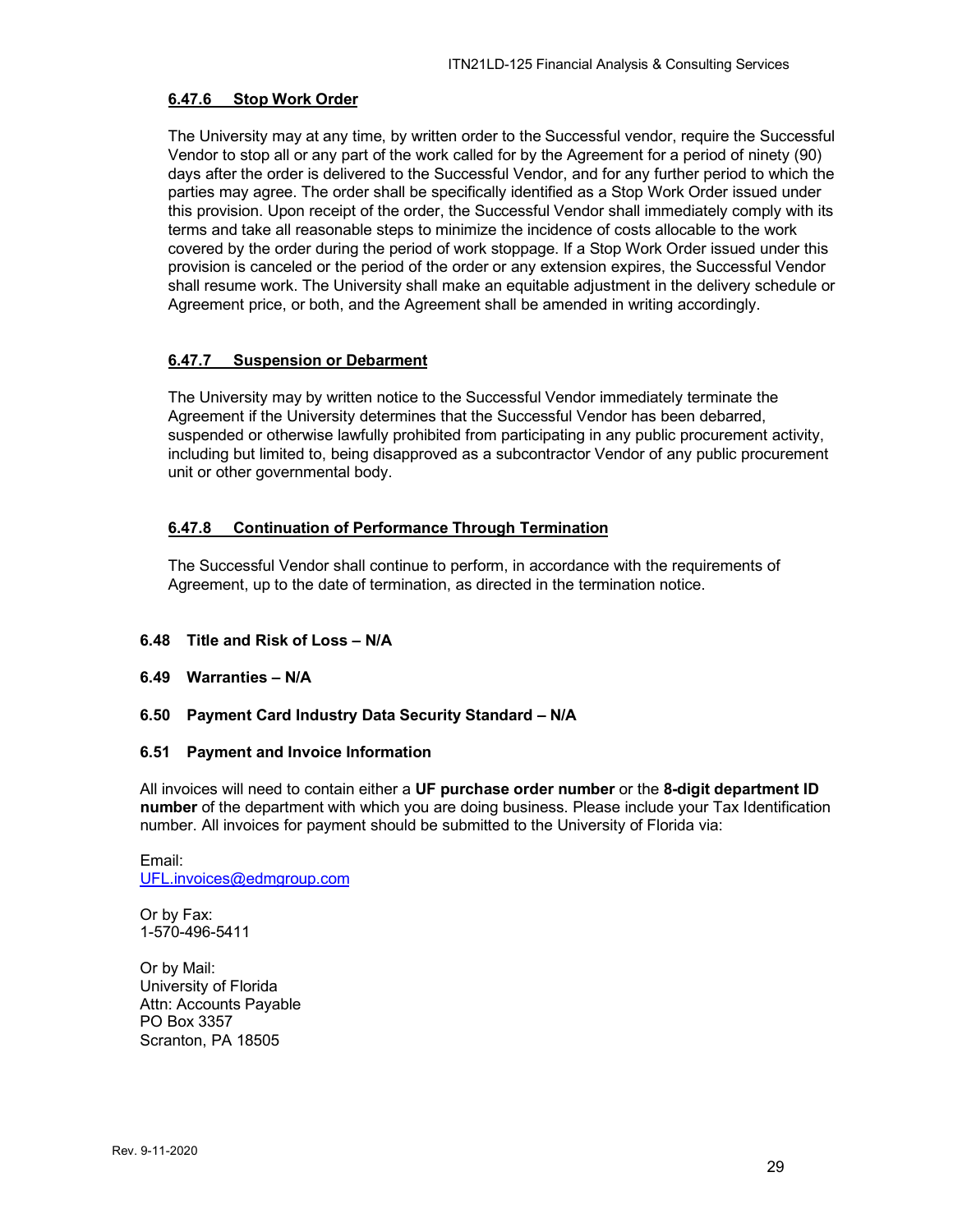#### <u>6.47.6 Stop Work Order</u>

The University may at any time, by written order to the Successful vendor, require the Successful Vendor to stop all or any part of the work called for by the Agreement for a period of ninety (90) days after the order is delivered to the Successful Vendor, and for any further period to which the parties may agree. The order shall be specifically identified as a Stop Work Order issued under this provision. Upon receipt of the order, the Successful Vendor shall immediately comply with its terms and take all reasonable steps to minimize the incidence of costs allocable to the work covered by the order during the period of work stoppage. If a Stop Work Order issued under this provision is canceled or the period of the order or any extension expires, the Successful Vendor shall resume work. The University shall make an equitable adjustment in the delivery schedule or Agreement price, or both, and the Agreement shall be amended in writing accordingly.

#### <u>6.47.7 Suspension or Debarment</u>

The University may by written notice to the Successful Vendor immediately terminate the Agreement if the University determines that the Successful Vendor has been debarred, suspended or otherwise lawfully prohibited from participating in any public procurement activity, including but limited to, being disapproved as a subcontractor Vendor of any public procurement unit or other governmental body.

#### <u>6.47.8 Continuation of Performance Through Termination</u>

The Successful Vendor shall continue to perform, in accordance with the requirements of Agreement, up to the date of termination, as directed in the termination notice.

### 6.48 Title and Risk of Loss – N/A

### 6.49 Warranties – N/A

### 6.50 Payment Card Industry Data Security Standard – N/A

### 6.51 Payment and Invoice Information

All invoices will need to contain either a **UF purchase order number** or the **8-digit department ID number** of the department with which you are doing business. Please include your Tax Identification number. All invoices for payment should be submitted to the University of Florida via:

Email:
UFL.invoices@edmgroup.com

Or by Fax:
1-570-496-5411

Or by Mail:
University of Florida
Attn: Accounts Payable
PO Box 3357
Scranton, PA 18505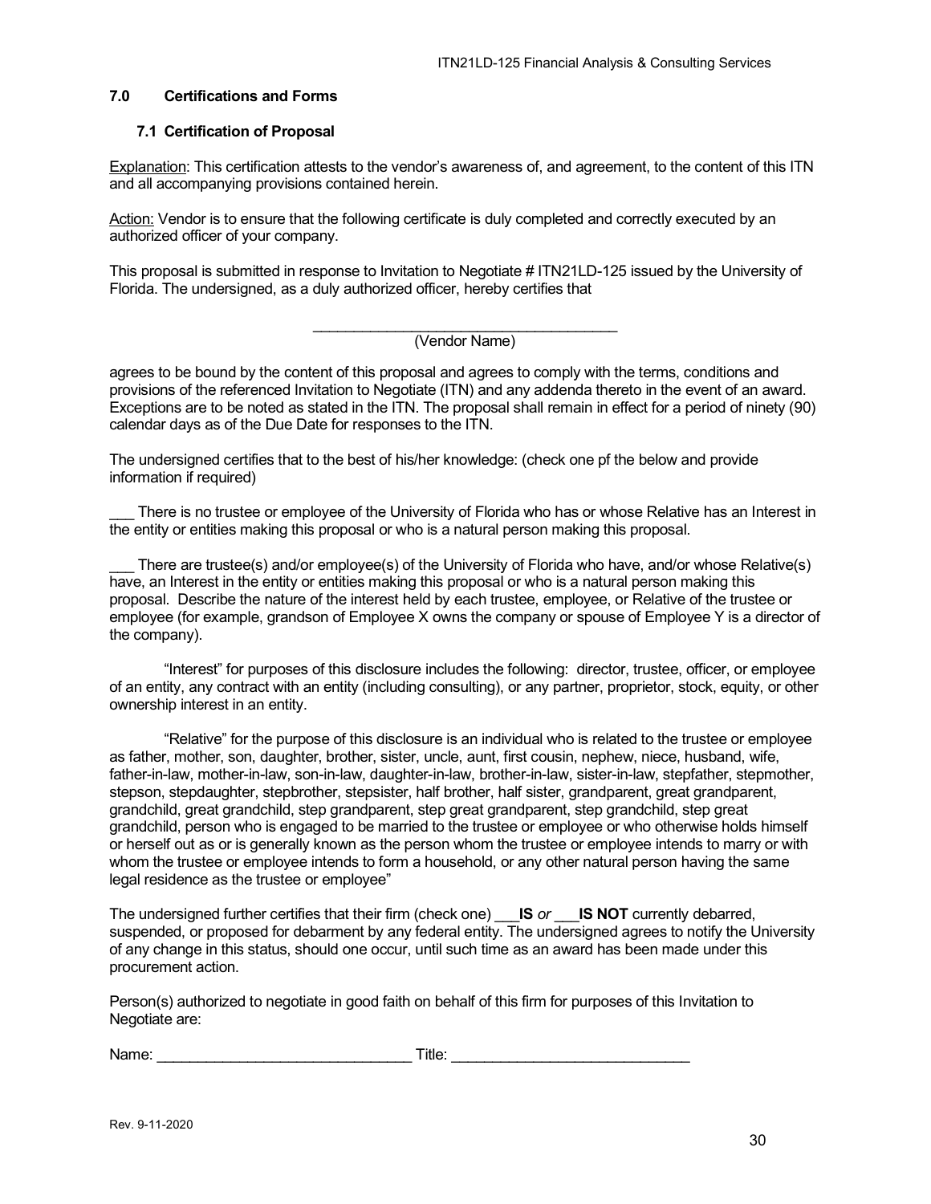## 7.0 Certifications and Forms

### 7.1 Certification of Proposal

Explanation: This certification attests to the vendor's awareness of, and agreement, to the content of this ITN and all accompanying provisions contained herein.

Action: Vendor is to ensure that the following certificate is duly completed and correctly executed by an authorized officer of your company.

This proposal is submitted in response to Invitation to Negotiate # ITN21LD-125 issued by the University of Florida. The undersigned, as a duly authorized officer, hereby certifies that

______________________________________
(Vendor Name)

agrees to be bound by the content of this proposal and agrees to comply with the terms, conditions and provisions of the referenced Invitation to Negotiate (ITN) and any addenda thereto in the event of an award. Exceptions are to be noted as stated in the ITN. The proposal shall remain in effect for a period of ninety (90) calendar days as of the Due Date for responses to the ITN.

The undersigned certifies that to the best of his/her knowledge: (check one pf the below and provide information if required)

___ There is no trustee or employee of the University of Florida who has or whose Relative has an Interest in the entity or entities making this proposal or who is a natural person making this proposal.

___ There are trustee(s) and/or employee(s) of the University of Florida who have, and/or whose Relative(s) have, an Interest in the entity or entities making this proposal or who is a natural person making this proposal. Describe the nature of the interest held by each trustee, employee, or Relative of the trustee or employee (for example, grandson of Employee X owns the company or spouse of Employee Y is a director of the company).

"Interest" for purposes of this disclosure includes the following: director, trustee, officer, or employee of an entity, any contract with an entity (including consulting), or any partner, proprietor, stock, equity, or other ownership interest in an entity.

"Relative" for the purpose of this disclosure is an individual who is related to the trustee or employee as father, mother, son, daughter, brother, sister, uncle, aunt, first cousin, nephew, niece, husband, wife, father-in-law, mother-in-law, son-in-law, daughter-in-law, brother-in-law, sister-in-law, stepfather, stepmother, stepson, stepdaughter, stepbrother, stepsister, half brother, half sister, grandparent, great grandparent, grandchild, great grandchild, step grandparent, step great grandparent, step grandchild, step great grandchild, person who is engaged to be married to the trustee or employee or who otherwise holds himself or herself out as or is generally known as the person whom the trustee or employee intends to marry or with whom the trustee or employee intends to form a household, or any other natural person having the same legal residence as the trustee or employee"

The undersigned further certifies that their firm (check one) ___**IS** *or* ___**IS NOT** currently debarred, suspended, or proposed for debarment by any federal entity. The undersigned agrees to notify the University of any change in this status, should one occur, until such time as an award has been made under this procurement action.

Person(s) authorized to negotiate in good faith on behalf of this firm for purposes of this Invitation to Negotiate are:

Name: ______________________________ Title: ____________________________

Rev. 9-11-2020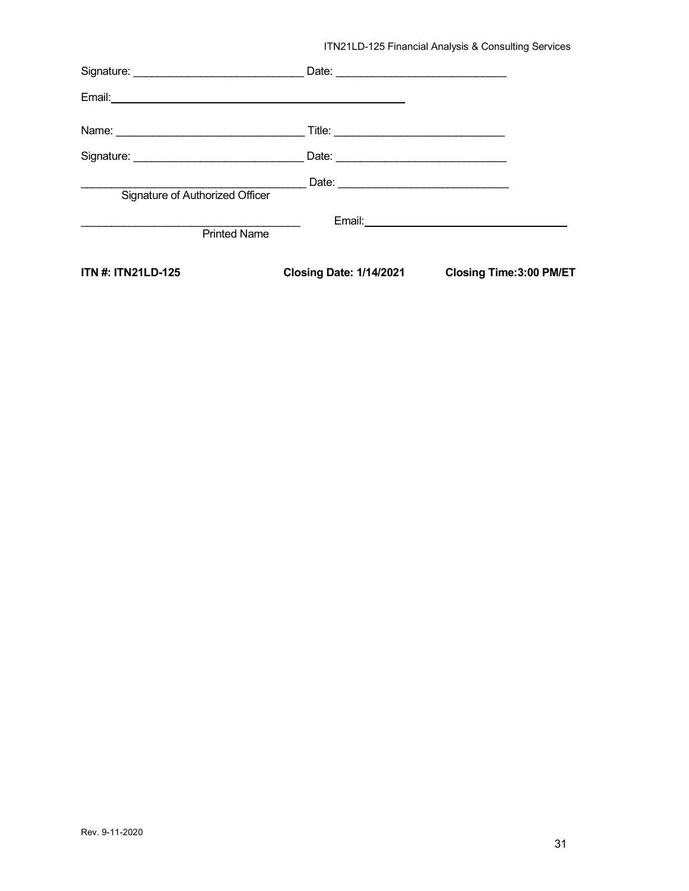Signature: ___________________________ Date: ___________________________

Email: ___________________________________________

Name: ______________________________ Title: ___________________________

Signature: ___________________________ Date: ___________________________

___________________________________ Date: ___________________________
Signature of Authorized Officer

___________________________________ Email: ___________________________________
Printed Name

**ITN #: ITN21LD-125** **Closing Date: 1/14/2021** **Closing Time:3:00 PM/ET**

Rev. 9-11-2020